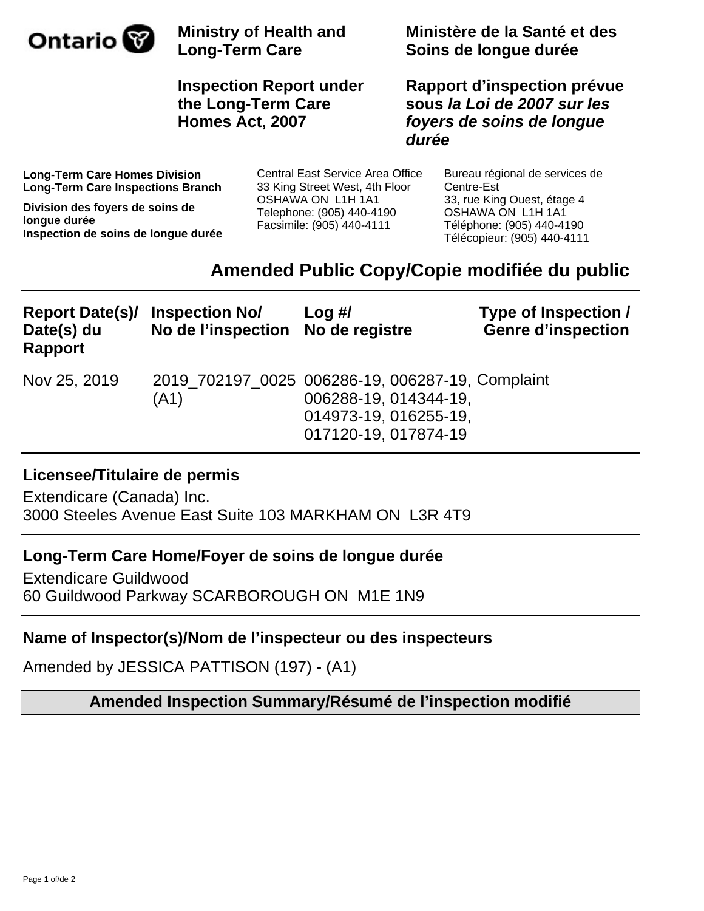Ontario

**Ministry of Health and Long-Term Care**

**Ministère de la Santé et des Soins de longue durée**

**Inspection Report under the Long-Term Care Homes Act, 2007**

**Rapport d'inspection prévue sous *la Loi de 2007 sur les foyers de soins de longue durée***

**Long-Term Care Homes Division**
**Long-Term Care Inspections Branch**

**Division des foyers de soins de longue durée**
**Inspection de soins de longue durée**

Central East Service Area Office
33 King Street West, 4th Floor
OSHAWA ON L1H 1A1
Telephone: (905) 440-4190
Facsimile: (905) 440-4111

Bureau régional de services de Centre-Est
33, rue King Ouest, étage 4
OSHAWA ON L1H 1A1
Téléphone: (905) 440-4190
Télécopieur: (905) 440-4111

## Amended Public Copy/Copie modifiée du public

| Report Date(s)/ Date(s) du Rapport | Inspection No/ No de l'inspection | Log #/ No de registre | Type of Inspection / Genre d'inspection |
|---|---|---|---|
| Nov 25, 2019 | 2019_702197_0025 (A1) | 006286-19, 006287-19, 006288-19, 014344-19, 014973-19, 016255-19, 017120-19, 017874-19 | Complaint |

### Licensee/Titulaire de permis

Extendicare (Canada) Inc.
3000 Steeles Avenue East Suite 103 MARKHAM ON L3R 4T9

### Long-Term Care Home/Foyer de soins de longue durée

Extendicare Guildwood
60 Guildwood Parkway SCARBOROUGH ON M1E 1N9

### Name of Inspector(s)/Nom de l'inspecteur ou des inspecteurs

Amended by JESSICA PATTISON (197) - (A1)

### Amended Inspection Summary/Résumé de l'inspection modifié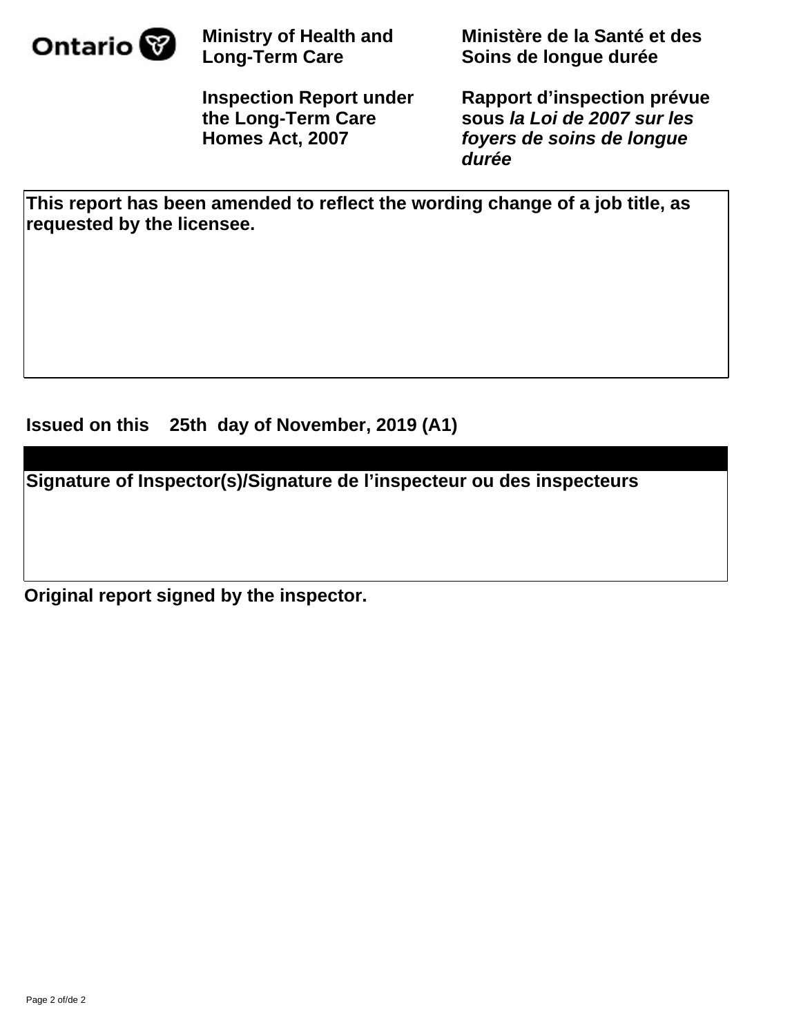**Ontario**

| Ministry of Health and Long-Term Care | Ministère de la Santé et des Soins de longue durée |
| --- | --- |
| **Inspection Report under the Long-Term Care Homes Act, 2007** | **Rapport d'inspection prévue sous *la Loi de 2007 sur les foyers de soins de longue durée*** |

**This report has been amended to reflect the wording change of a job title, as requested by the licensee.**

**Issued on this 25th day of November, 2019 (A1)**

**Signature of Inspector(s)/Signature de l'inspecteur ou des inspecteurs**

**Original report signed by the inspector.**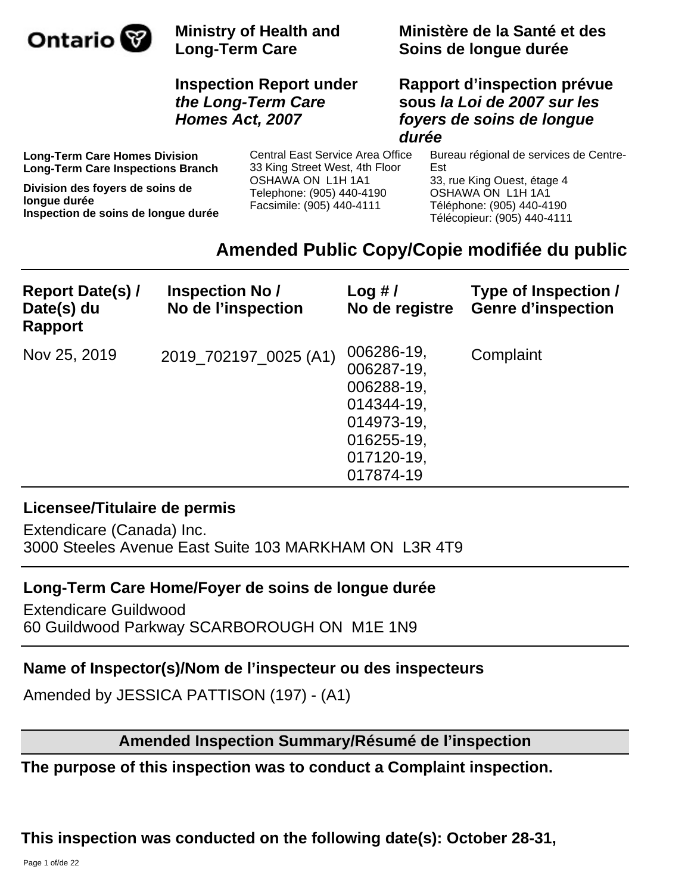**Ministry of Health and Long-Term Care**

**Inspection Report under *the Long-Term Care Homes Act, 2007***

**Ministère de la Santé et des Soins de longue durée**

**Rapport d'inspection prévue sous *la Loi de 2007 sur les foyers de soins de longue durée***

**Long-Term Care Homes Division**
**Long-Term Care Inspections Branch**

**Division des foyers de soins de longue durée**
**Inspection de soins de longue durée**

Central East Service Area Office
33 King Street West, 4th Floor
OSHAWA ON L1H 1A1
Telephone: (905) 440-4190
Facsimile: (905) 440-4111

Bureau régional de services de Centre-Est
33, rue King Ouest, étage 4
OSHAWA ON L1H 1A1
Téléphone: (905) 440-4190
Télécopieur: (905) 440-4111

## Amended Public Copy/Copie modifiée du public

| Report Date(s) / Date(s) du Rapport | Inspection No / No de l'inspection | Log # / No de registre | Type of Inspection / Genre d'inspection |
|---|---|---|---|
| Nov 25, 2019 | 2019_702197_0025 (A1) | 006286-19, 006287-19, 006288-19, 014344-19, 014973-19, 016255-19, 017120-19, 017874-19 | Complaint |

**Licensee/Titulaire de permis**

Extendicare (Canada) Inc.
3000 Steeles Avenue East Suite 103 MARKHAM ON L3R 4T9

**Long-Term Care Home/Foyer de soins de longue durée**

Extendicare Guildwood
60 Guildwood Parkway SCARBOROUGH ON M1E 1N9

**Name of Inspector(s)/Nom de l'inspecteur ou des inspecteurs**

Amended by JESSICA PATTISON (197) - (A1)

**Amended Inspection Summary/Résumé de l'inspection**

**The purpose of this inspection was to conduct a Complaint inspection.**

**This inspection was conducted on the following date(s): October 28-31,**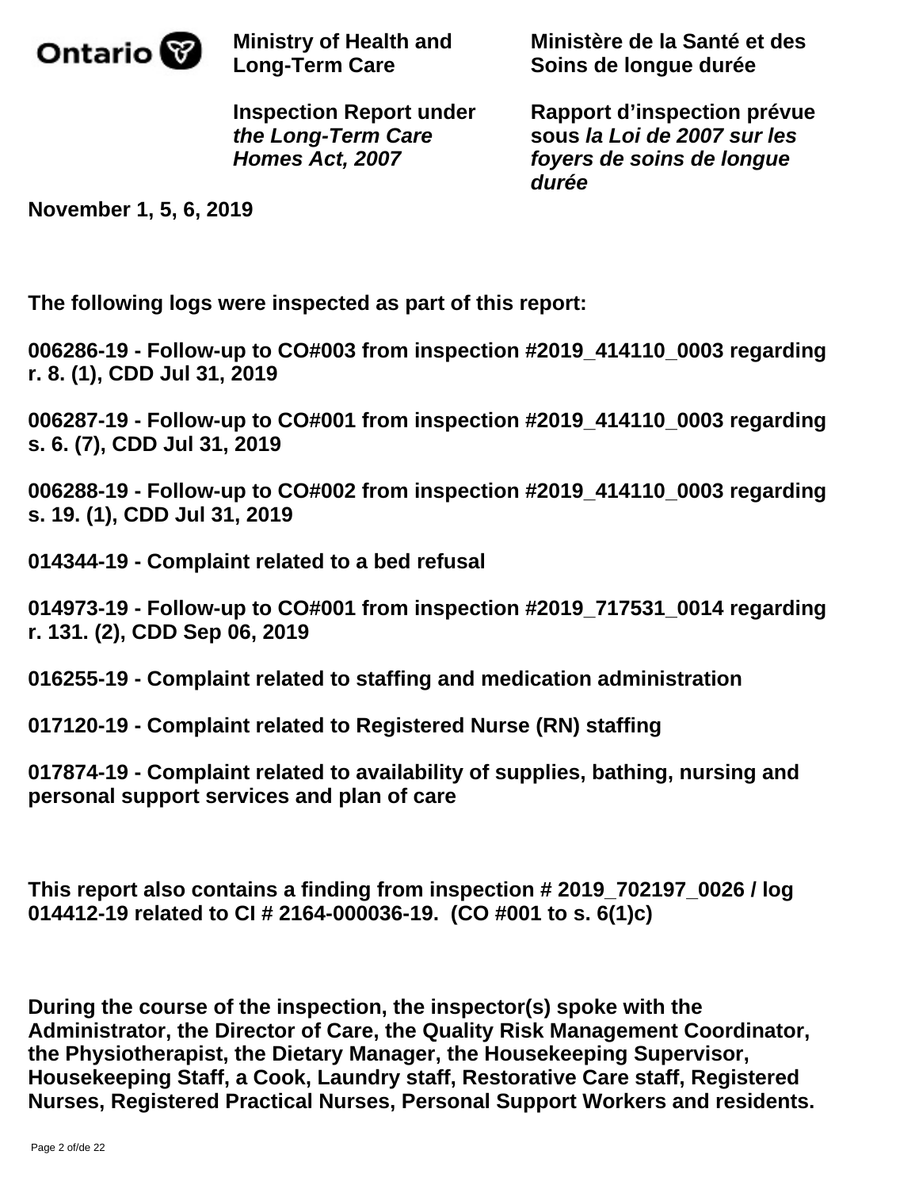November 1, 5, 6, 2019

The following logs were inspected as part of this report:

006286-19 - Follow-up to CO#003 from inspection #2019_414110_0003 regarding r. 8. (1), CDD Jul 31, 2019

006287-19 - Follow-up to CO#001 from inspection #2019_414110_0003 regarding s. 6. (7), CDD Jul 31, 2019

006288-19 - Follow-up to CO#002 from inspection #2019_414110_0003 regarding s. 19. (1), CDD Jul 31, 2019

014344-19 - Complaint related to a bed refusal

014973-19 - Follow-up to CO#001 from inspection #2019_717531_0014 regarding r. 131. (2), CDD Sep 06, 2019

016255-19 - Complaint related to staffing and medication administration

017120-19 - Complaint related to Registered Nurse (RN) staffing

017874-19 - Complaint related to availability of supplies, bathing, nursing and personal support services and plan of care

This report also contains a finding from inspection # 2019_702197_0026 / log 014412-19 related to CI # 2164-000036-19. (CO #001 to s. 6(1)c)

During the course of the inspection, the inspector(s) spoke with the Administrator, the Director of Care, the Quality Risk Management Coordinator, the Physiotherapist, the Dietary Manager, the Housekeeping Supervisor, Housekeeping Staff, a Cook, Laundry staff, Restorative Care staff, Registered Nurses, Registered Practical Nurses, Personal Support Workers and residents.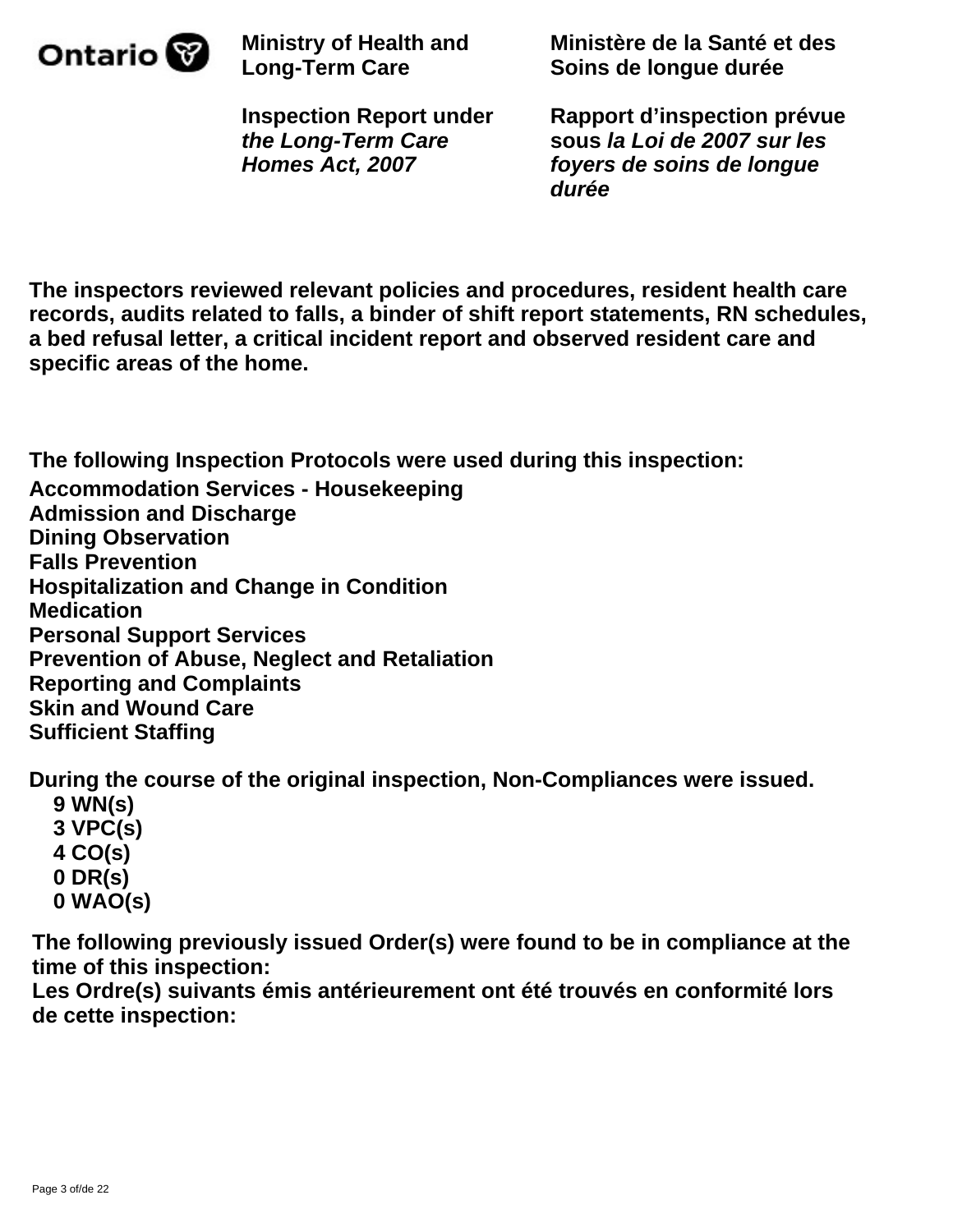The inspectors reviewed relevant policies and procedures, resident health care records, audits related to falls, a binder of shift report statements, RN schedules, a bed refusal letter, a critical incident report and observed resident care and specific areas of the home.

**The following Inspection Protocols were used during this inspection:**

**Accommodation Services - Housekeeping**
**Admission and Discharge**
**Dining Observation**
**Falls Prevention**
**Hospitalization and Change in Condition**
**Medication**
**Personal Support Services**
**Prevention of Abuse, Neglect and Retaliation**
**Reporting and Complaints**
**Skin and Wound Care**
**Sufficient Staffing**

**During the course of the original inspection, Non-Compliances were issued.**

- **9 WN(s)**
- **3 VPC(s)**
- **4 CO(s)**
- **0 DR(s)**
- **0 WAO(s)**

**The following previously issued Order(s) were found to be in compliance at the time of this inspection:**
**Les Ordre(s) suivants émis antérieurement ont été trouvés en conformité lors de cette inspection:**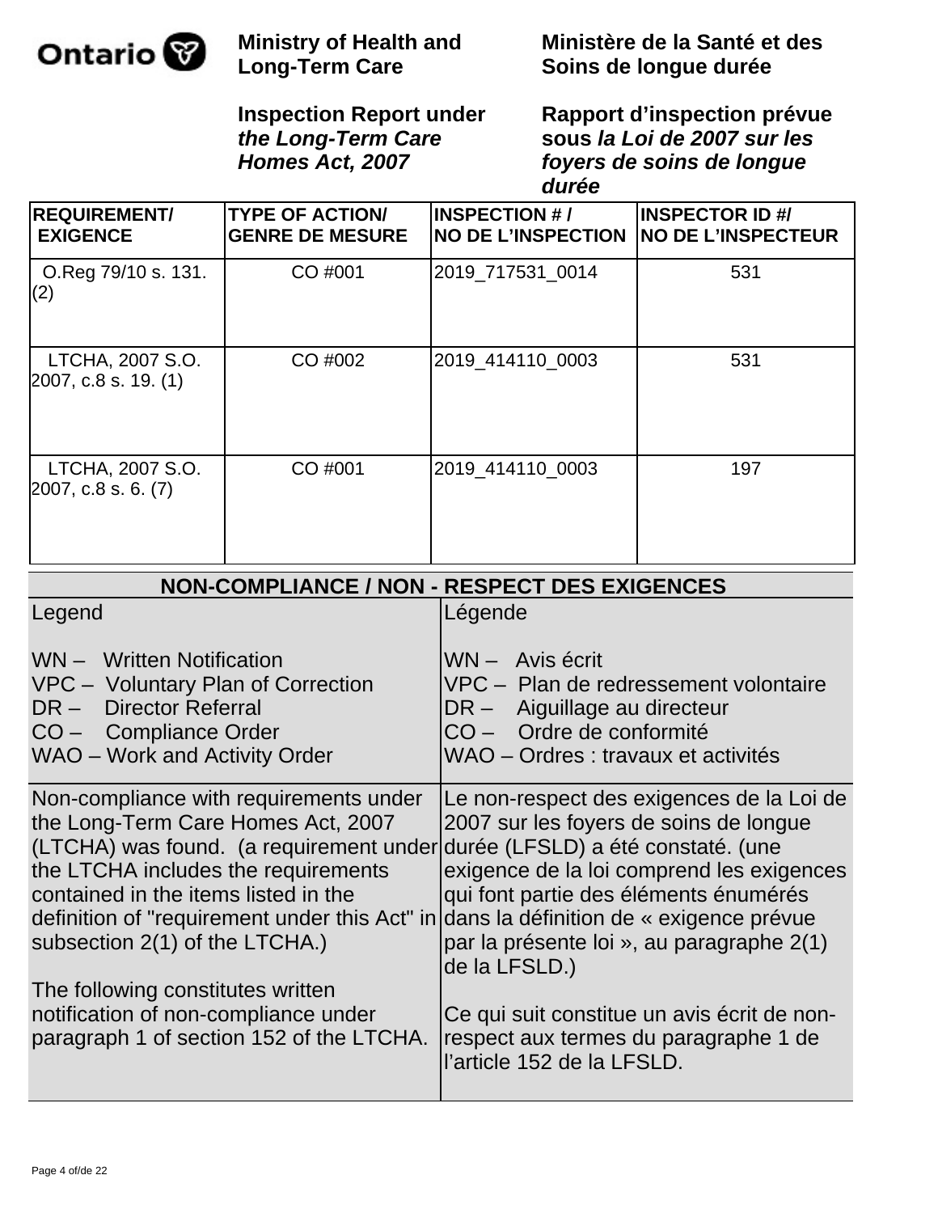Ontario

**Ministry of Health and Long-Term Care**

**Ministère de la Santé et des Soins de longue durée**

**Inspection Report under *the Long-Term Care Homes Act, 2007***

**Rapport d'inspection prévue sous *la Loi de 2007 sur les foyers de soins de longue durée***

| REQUIREMENT/ EXIGENCE | TYPE OF ACTION/ GENRE DE MESURE | INSPECTION # / NO DE L'INSPECTION | INSPECTOR ID #/ NO DE L'INSPECTEUR |
|---|---|---|---|
| O.Reg 79/10 s. 131. (2) | CO #001 | 2019_717531_0014 | 531 |
| LTCHA, 2007 S.O. 2007, c.8 s. 19. (1) | CO #002 | 2019_414110_0003 | 531 |
| LTCHA, 2007 S.O. 2007, c.8 s. 6. (7) | CO #001 | 2019_414110_0003 | 197 |

## NON-COMPLIANCE / NON - RESPECT DES EXIGENCES

| Legend | Légende |
|---|---|
| WN – Written Notification<br>VPC – Voluntary Plan of Correction<br>DR – Director Referral<br>CO – Compliance Order<br>WAO – Work and Activity Order | WN – Avis écrit<br>VPC – Plan de redressement volontaire<br>DR – Aiguillage au directeur<br>CO – Ordre de conformité<br>WAO – Ordres : travaux et activités |
| Non-compliance with requirements under the Long-Term Care Homes Act, 2007 (LTCHA) was found. (a requirement under the LTCHA includes the requirements contained in the items listed in the definition of "requirement under this Act" in subsection 2(1) of the LTCHA.)<br><br>The following constitutes written notification of non-compliance under paragraph 1 of section 152 of the LTCHA. | Le non-respect des exigences de la Loi de 2007 sur les foyers de soins de longue durée (LFSLD) a été constaté. (une exigence de la loi comprend les exigences qui font partie des éléments énumérés dans la définition de « exigence prévue par la présente loi », au paragraphe 2(1) de la LFSLD.)<br><br>Ce qui suit constitue un avis écrit de non-respect aux termes du paragraphe 1 de l'article 152 de la LFSLD. |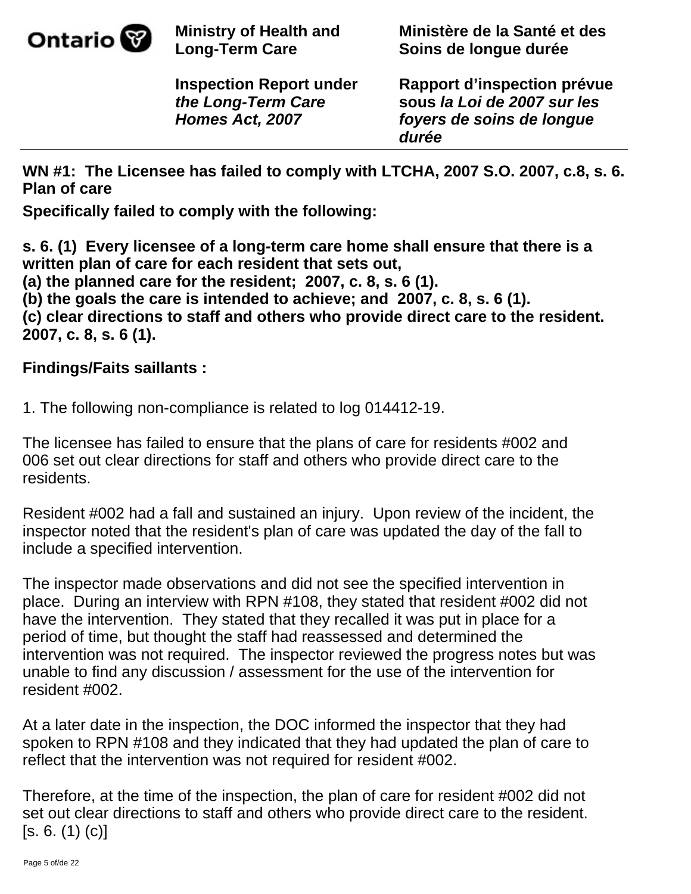**WN #1: The Licensee has failed to comply with LTCHA, 2007 S.O. 2007, c.8, s. 6. Plan of care**

**Specifically failed to comply with the following:**

**s. 6. (1) Every licensee of a long-term care home shall ensure that there is a written plan of care for each resident that sets out,**
**(a) the planned care for the resident; 2007, c. 8, s. 6 (1).**
**(b) the goals the care is intended to achieve; and 2007, c. 8, s. 6 (1).**
**(c) clear directions to staff and others who provide direct care to the resident. 2007, c. 8, s. 6 (1).**

**Findings/Faits saillants :**

1. The following non-compliance is related to log 014412-19.

The licensee has failed to ensure that the plans of care for residents #002 and 006 set out clear directions for staff and others who provide direct care to the residents.

Resident #002 had a fall and sustained an injury. Upon review of the incident, the inspector noted that the resident's plan of care was updated the day of the fall to include a specified intervention.

The inspector made observations and did not see the specified intervention in place. During an interview with RPN #108, they stated that resident #002 did not have the intervention. They stated that they recalled it was put in place for a period of time, but thought the staff had reassessed and determined the intervention was not required. The inspector reviewed the progress notes but was unable to find any discussion / assessment for the use of the intervention for resident #002.

At a later date in the inspection, the DOC informed the inspector that they had spoken to RPN #108 and they indicated that they had updated the plan of care to reflect that the intervention was not required for resident #002.

Therefore, at the time of the inspection, the plan of care for resident #002 did not set out clear directions to staff and others who provide direct care to the resident. [s. 6. (1) (c)]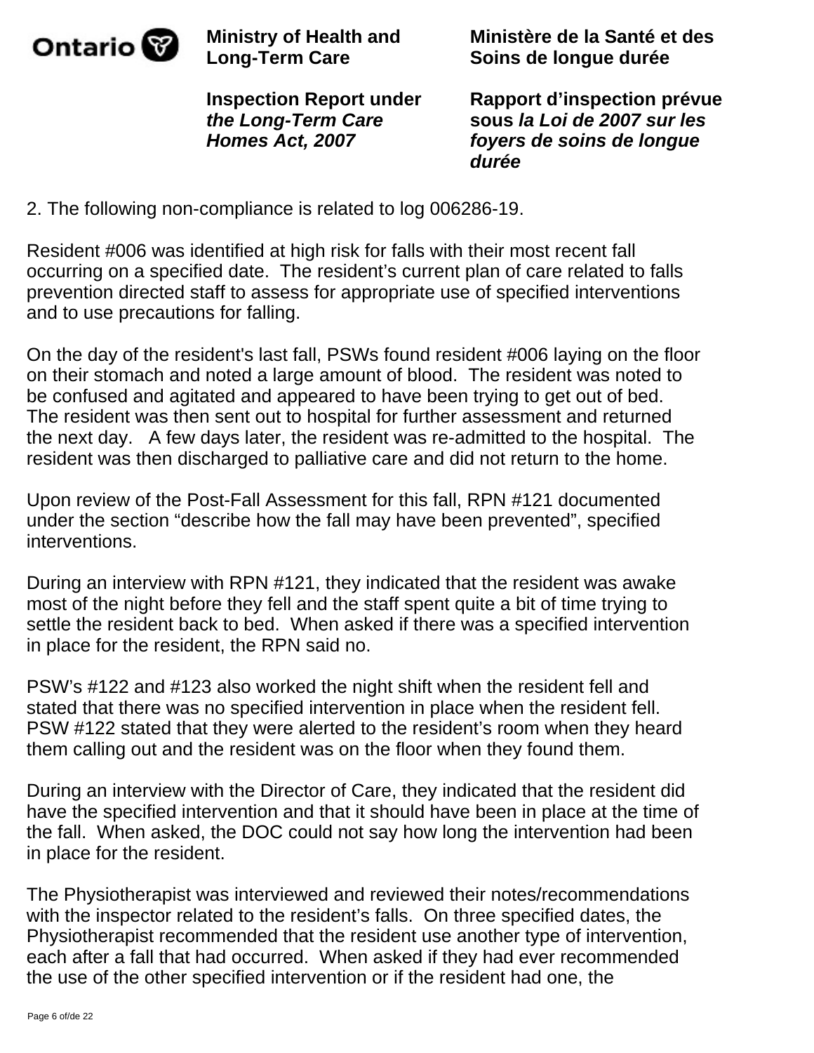2. The following non-compliance is related to log 006286-19.

Resident #006 was identified at high risk for falls with their most recent fall occurring on a specified date. The resident's current plan of care related to falls prevention directed staff to assess for appropriate use of specified interventions and to use precautions for falling.

On the day of the resident's last fall, PSWs found resident #006 laying on the floor on their stomach and noted a large amount of blood. The resident was noted to be confused and agitated and appeared to have been trying to get out of bed. The resident was then sent out to hospital for further assessment and returned the next day. A few days later, the resident was re-admitted to the hospital. The resident was then discharged to palliative care and did not return to the home.

Upon review of the Post-Fall Assessment for this fall, RPN #121 documented under the section "describe how the fall may have been prevented", specified interventions.

During an interview with RPN #121, they indicated that the resident was awake most of the night before they fell and the staff spent quite a bit of time trying to settle the resident back to bed. When asked if there was a specified intervention in place for the resident, the RPN said no.

PSW's #122 and #123 also worked the night shift when the resident fell and stated that there was no specified intervention in place when the resident fell. PSW #122 stated that they were alerted to the resident's room when they heard them calling out and the resident was on the floor when they found them.

During an interview with the Director of Care, they indicated that the resident did have the specified intervention and that it should have been in place at the time of the fall. When asked, the DOC could not say how long the intervention had been in place for the resident.

The Physiotherapist was interviewed and reviewed their notes/recommendations with the inspector related to the resident's falls. On three specified dates, the Physiotherapist recommended that the resident use another type of intervention, each after a fall that had occurred. When asked if they had ever recommended the use of the other specified intervention or if the resident had one, the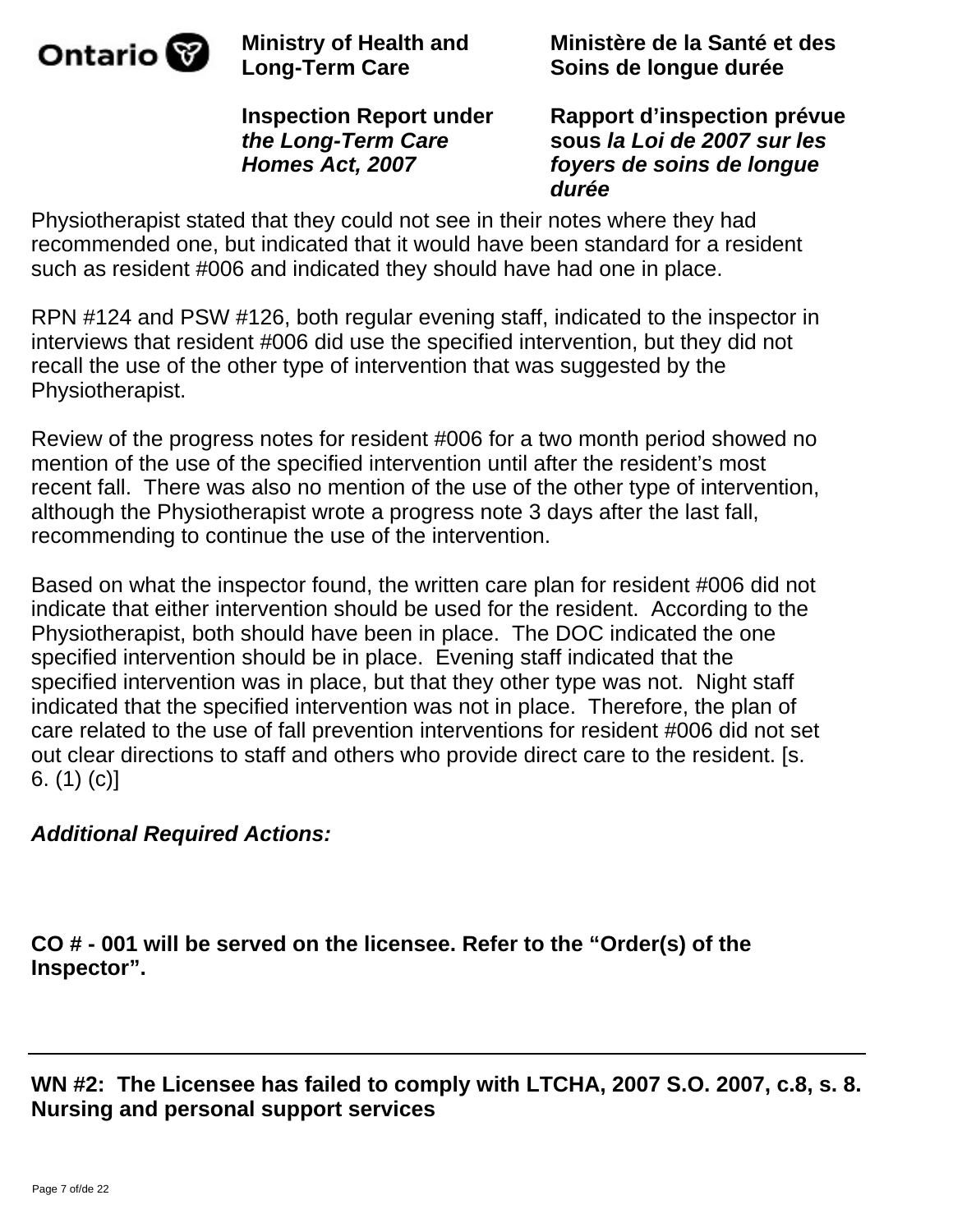Physiotherapist stated that they could not see in their notes where they had recommended one, but indicated that it would have been standard for a resident such as resident #006 and indicated they should have had one in place.

RPN #124 and PSW #126, both regular evening staff, indicated to the inspector in interviews that resident #006 did use the specified intervention, but they did not recall the use of the other type of intervention that was suggested by the Physiotherapist.

Review of the progress notes for resident #006 for a two month period showed no mention of the use of the specified intervention until after the resident's most recent fall. There was also no mention of the use of the other type of intervention, although the Physiotherapist wrote a progress note 3 days after the last fall, recommending to continue the use of the intervention.

Based on what the inspector found, the written care plan for resident #006 did not indicate that either intervention should be used for the resident. According to the Physiotherapist, both should have been in place. The DOC indicated the one specified intervention should be in place. Evening staff indicated that the specified intervention was in place, but that they other type was not. Night staff indicated that the specified intervention was not in place. Therefore, the plan of care related to the use of fall prevention interventions for resident #006 did not set out clear directions to staff and others who provide direct care to the resident. [s. 6. (1) (c)]

***Additional Required Actions:***

**CO # - 001 will be served on the licensee. Refer to the "Order(s) of the Inspector".**

---

**WN #2: The Licensee has failed to comply with LTCHA, 2007 S.O. 2007, c.8, s. 8. Nursing and personal support services**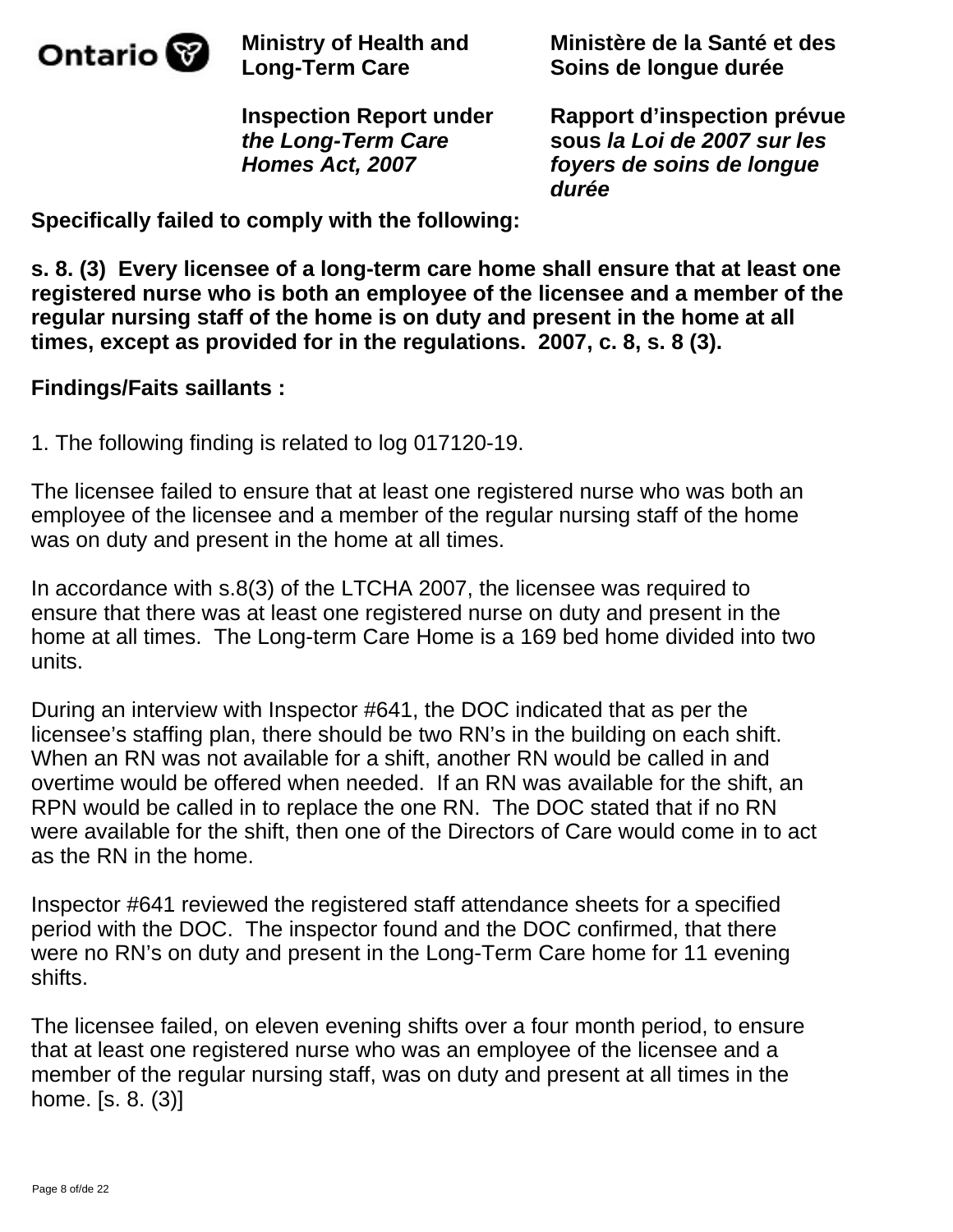**Specifically failed to comply with the following:**

**s. 8. (3) Every licensee of a long-term care home shall ensure that at least one registered nurse who is both an employee of the licensee and a member of the regular nursing staff of the home is on duty and present in the home at all times, except as provided for in the regulations. 2007, c. 8, s. 8 (3).**

**Findings/Faits saillants :**

1. The following finding is related to log 017120-19.

The licensee failed to ensure that at least one registered nurse who was both an employee of the licensee and a member of the regular nursing staff of the home was on duty and present in the home at all times.

In accordance with s.8(3) of the LTCHA 2007, the licensee was required to ensure that there was at least one registered nurse on duty and present in the home at all times. The Long-term Care Home is a 169 bed home divided into two units.

During an interview with Inspector #641, the DOC indicated that as per the licensee's staffing plan, there should be two RN's in the building on each shift. When an RN was not available for a shift, another RN would be called in and overtime would be offered when needed. If an RN was available for the shift, an RPN would be called in to replace the one RN. The DOC stated that if no RN were available for the shift, then one of the Directors of Care would come in to act as the RN in the home.

Inspector #641 reviewed the registered staff attendance sheets for a specified period with the DOC. The inspector found and the DOC confirmed, that there were no RN's on duty and present in the Long-Term Care home for 11 evening shifts.

The licensee failed, on eleven evening shifts over a four month period, to ensure that at least one registered nurse who was an employee of the licensee and a member of the regular nursing staff, was on duty and present at all times in the home. [s. 8. (3)]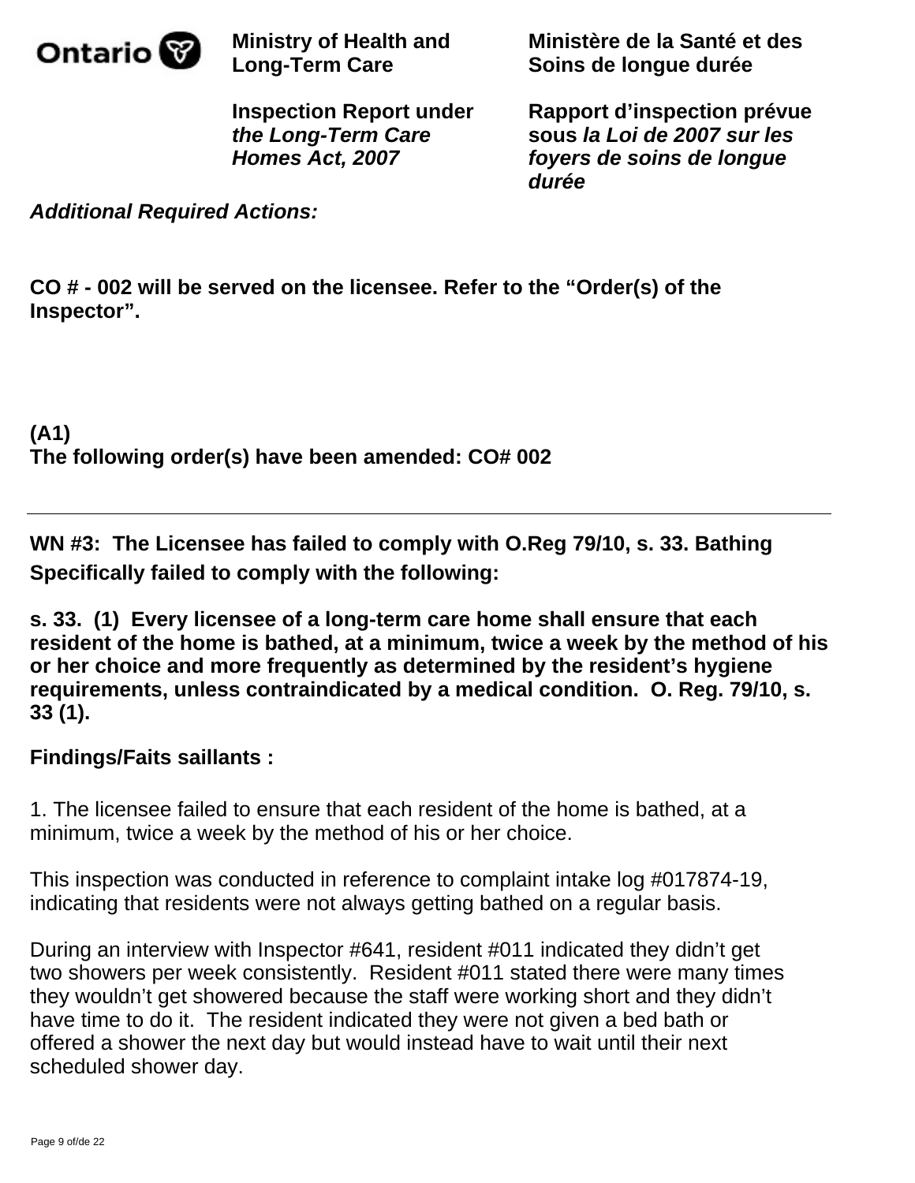***Additional Required Actions:***

**CO # - 002 will be served on the licensee. Refer to the "Order(s) of the Inspector".**

**(A1)**
**The following order(s) have been amended: CO# 002**

---

**WN #3: The Licensee has failed to comply with O.Reg 79/10, s. 33. Bathing**
**Specifically failed to comply with the following:**

**s. 33. (1) Every licensee of a long-term care home shall ensure that each resident of the home is bathed, at a minimum, twice a week by the method of his or her choice and more frequently as determined by the resident's hygiene requirements, unless contraindicated by a medical condition. O. Reg. 79/10, s. 33 (1).**

**Findings/Faits saillants :**

1. The licensee failed to ensure that each resident of the home is bathed, at a minimum, twice a week by the method of his or her choice.

This inspection was conducted in reference to complaint intake log #017874-19, indicating that residents were not always getting bathed on a regular basis.

During an interview with Inspector #641, resident #011 indicated they didn't get two showers per week consistently. Resident #011 stated there were many times they wouldn't get showered because the staff were working short and they didn't have time to do it. The resident indicated they were not given a bed bath or offered a shower the next day but would instead have to wait until their next scheduled shower day.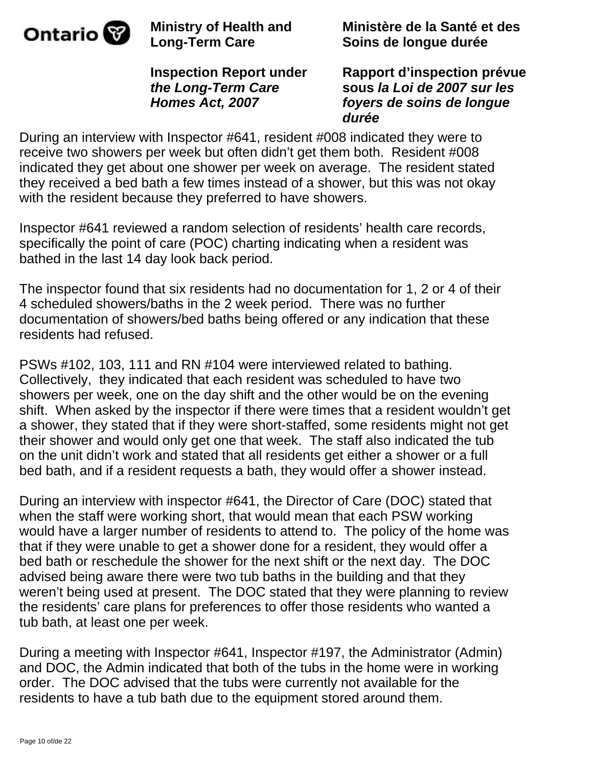During an interview with Inspector #641, resident #008 indicated they were to receive two showers per week but often didn't get them both. Resident #008 indicated they get about one shower per week on average. The resident stated they received a bed bath a few times instead of a shower, but this was not okay with the resident because they preferred to have showers.

Inspector #641 reviewed a random selection of residents' health care records, specifically the point of care (POC) charting indicating when a resident was bathed in the last 14 day look back period.

The inspector found that six residents had no documentation for 1, 2 or 4 of their 4 scheduled showers/baths in the 2 week period. There was no further documentation of showers/bed baths being offered or any indication that these residents had refused.

PSWs #102, 103, 111 and RN #104 were interviewed related to bathing. Collectively, they indicated that each resident was scheduled to have two showers per week, one on the day shift and the other would be on the evening shift. When asked by the inspector if there were times that a resident wouldn't get a shower, they stated that if they were short-staffed, some residents might not get their shower and would only get one that week. The staff also indicated the tub on the unit didn't work and stated that all residents get either a shower or a full bed bath, and if a resident requests a bath, they would offer a shower instead.

During an interview with inspector #641, the Director of Care (DOC) stated that when the staff were working short, that would mean that each PSW working would have a larger number of residents to attend to. The policy of the home was that if they were unable to get a shower done for a resident, they would offer a bed bath or reschedule the shower for the next shift or the next day. The DOC advised being aware there were two tub baths in the building and that they weren't being used at present. The DOC stated that they were planning to review the residents' care plans for preferences to offer those residents who wanted a tub bath, at least one per week.

During a meeting with Inspector #641, Inspector #197, the Administrator (Admin) and DOC, the Admin indicated that both of the tubs in the home were in working order. The DOC advised that the tubs were currently not available for the residents to have a tub bath due to the equipment stored around them.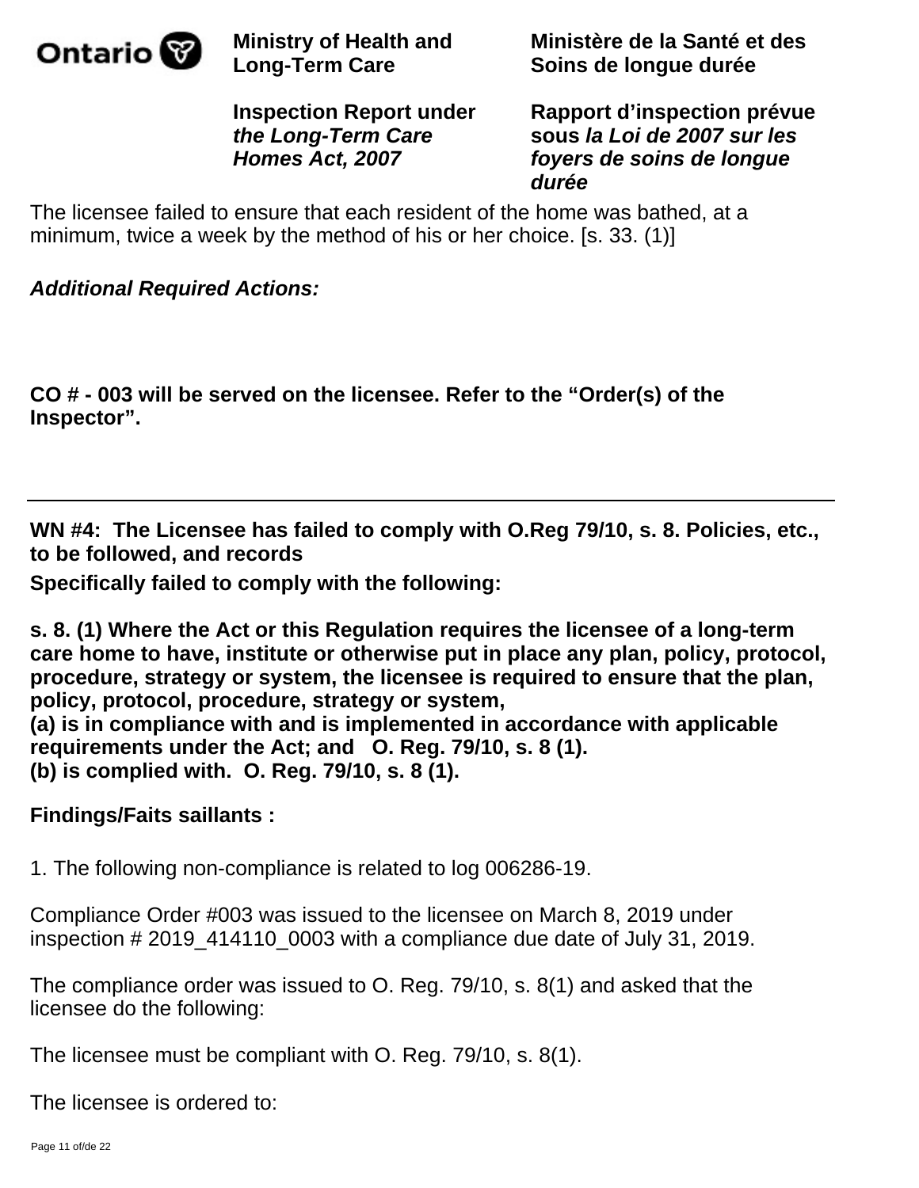The licensee failed to ensure that each resident of the home was bathed, at a minimum, twice a week by the method of his or her choice. [s. 33. (1)]

***Additional Required Actions:***

**CO # - 003 will be served on the licensee. Refer to the "Order(s) of the Inspector".**

---

**WN #4: The Licensee has failed to comply with O.Reg 79/10, s. 8. Policies, etc., to be followed, and records**

**Specifically failed to comply with the following:**

**s. 8. (1) Where the Act or this Regulation requires the licensee of a long-term care home to have, institute or otherwise put in place any plan, policy, protocol, procedure, strategy or system, the licensee is required to ensure that the plan, policy, protocol, procedure, strategy or system,**
**(a) is in compliance with and is implemented in accordance with applicable requirements under the Act; and O. Reg. 79/10, s. 8 (1).**
**(b) is complied with. O. Reg. 79/10, s. 8 (1).**

**Findings/Faits saillants :**

1. The following non-compliance is related to log 006286-19.

Compliance Order #003 was issued to the licensee on March 8, 2019 under inspection # 2019_414110_0003 with a compliance due date of July 31, 2019.

The compliance order was issued to O. Reg. 79/10, s. 8(1) and asked that the licensee do the following:

The licensee must be compliant with O. Reg. 79/10, s. 8(1).

The licensee is ordered to: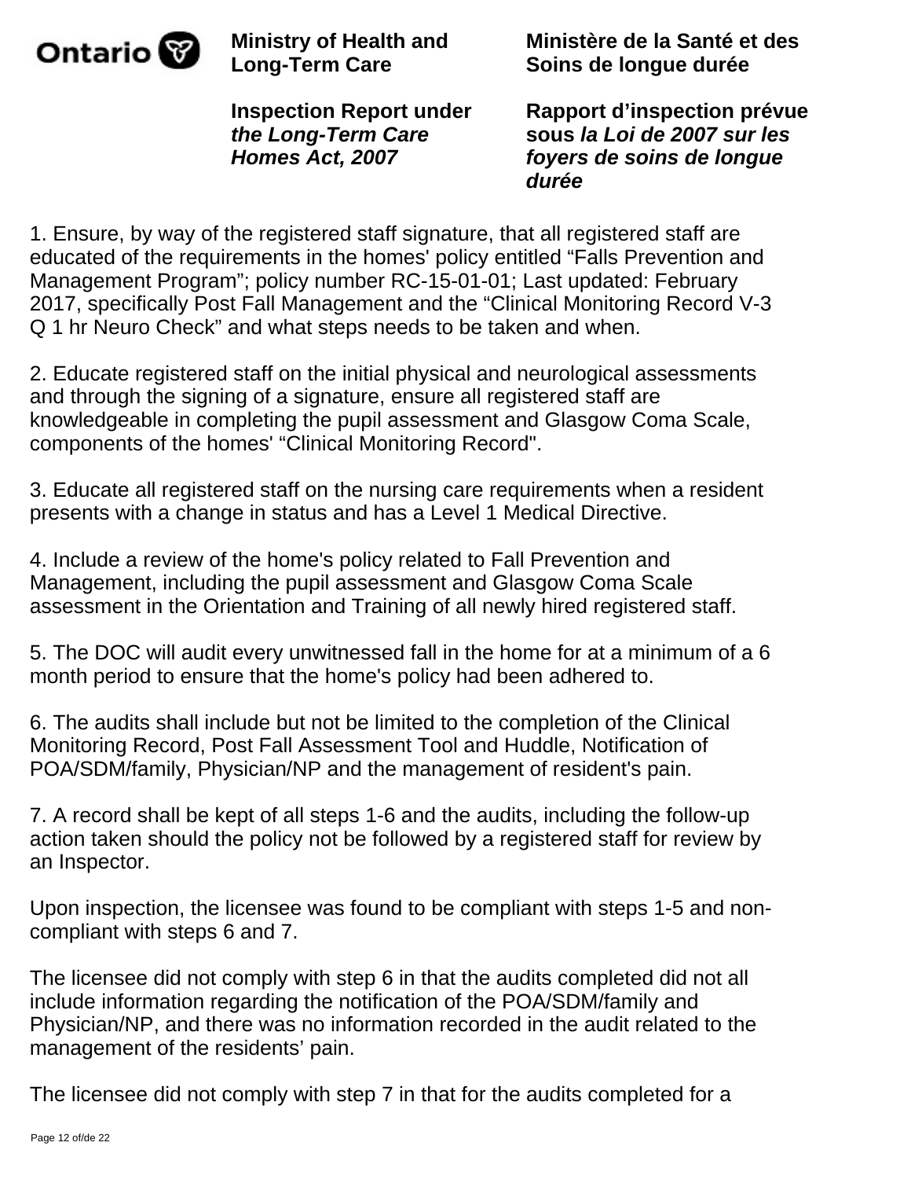1. Ensure, by way of the registered staff signature, that all registered staff are educated of the requirements in the homes' policy entitled “Falls Prevention and Management Program”; policy number RC-15-01-01; Last updated: February 2017, specifically Post Fall Management and the “Clinical Monitoring Record V-3 Q 1 hr Neuro Check” and what steps needs to be taken and when.

2. Educate registered staff on the initial physical and neurological assessments and through the signing of a signature, ensure all registered staff are knowledgeable in completing the pupil assessment and Glasgow Coma Scale, components of the homes' “Clinical Monitoring Record".

3. Educate all registered staff on the nursing care requirements when a resident presents with a change in status and has a Level 1 Medical Directive.

4. Include a review of the home's policy related to Fall Prevention and Management, including the pupil assessment and Glasgow Coma Scale assessment in the Orientation and Training of all newly hired registered staff.

5. The DOC will audit every unwitnessed fall in the home for at a minimum of a 6 month period to ensure that the home's policy had been adhered to.

6. The audits shall include but not be limited to the completion of the Clinical Monitoring Record, Post Fall Assessment Tool and Huddle, Notification of POA/SDM/family, Physician/NP and the management of resident's pain.

7. A record shall be kept of all steps 1-6 and the audits, including the follow-up action taken should the policy not be followed by a registered staff for review by an Inspector.

Upon inspection, the licensee was found to be compliant with steps 1-5 and non-compliant with steps 6 and 7.

The licensee did not comply with step 6 in that the audits completed did not all include information regarding the notification of the POA/SDM/family and Physician/NP, and there was no information recorded in the audit related to the management of the residents’ pain.

The licensee did not comply with step 7 in that for the audits completed for a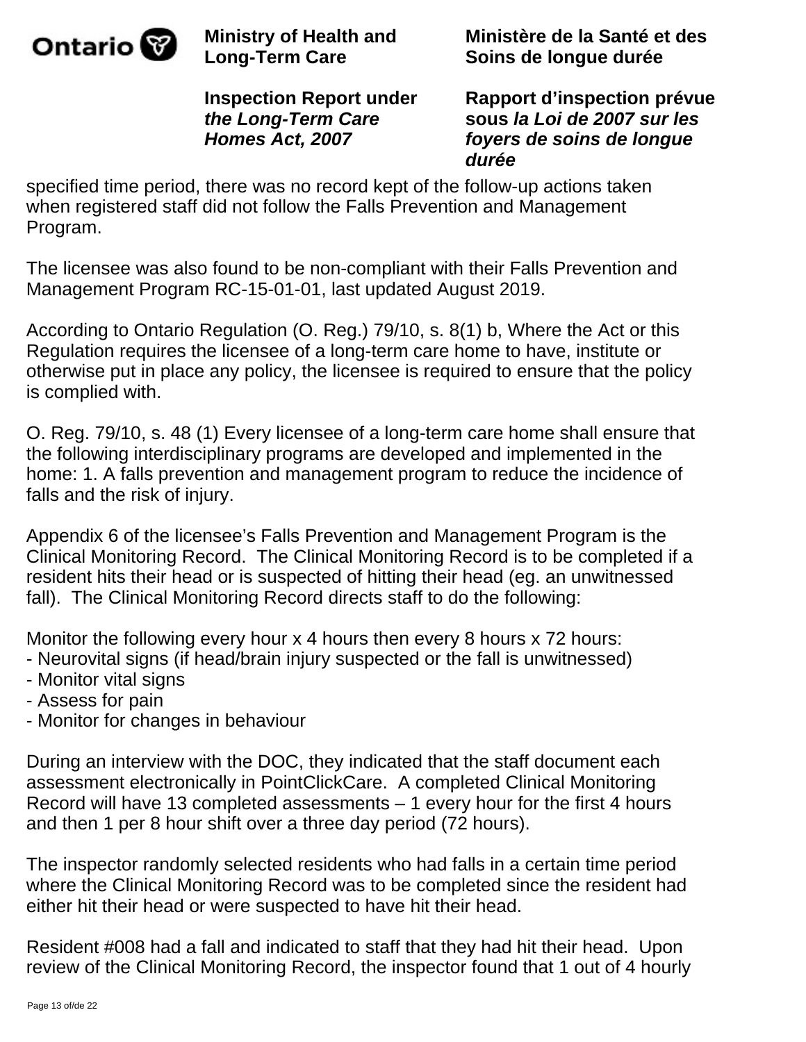specified time period, there was no record kept of the follow-up actions taken when registered staff did not follow the Falls Prevention and Management Program.

The licensee was also found to be non-compliant with their Falls Prevention and Management Program RC-15-01-01, last updated August 2019.

According to Ontario Regulation (O. Reg.) 79/10, s. 8(1) b, Where the Act or this Regulation requires the licensee of a long-term care home to have, institute or otherwise put in place any policy, the licensee is required to ensure that the policy is complied with.

O. Reg. 79/10, s. 48 (1) Every licensee of a long-term care home shall ensure that the following interdisciplinary programs are developed and implemented in the home: 1. A falls prevention and management program to reduce the incidence of falls and the risk of injury.

Appendix 6 of the licensee's Falls Prevention and Management Program is the Clinical Monitoring Record. The Clinical Monitoring Record is to be completed if a resident hits their head or is suspected of hitting their head (eg. an unwitnessed fall). The Clinical Monitoring Record directs staff to do the following:

Monitor the following every hour x 4 hours then every 8 hours x 72 hours:
- Neurovital signs (if head/brain injury suspected or the fall is unwitnessed)
- Monitor vital signs
- Assess for pain
- Monitor for changes in behaviour

During an interview with the DOC, they indicated that the staff document each assessment electronically in PointClickCare. A completed Clinical Monitoring Record will have 13 completed assessments – 1 every hour for the first 4 hours and then 1 per 8 hour shift over a three day period (72 hours).

The inspector randomly selected residents who had falls in a certain time period where the Clinical Monitoring Record was to be completed since the resident had either hit their head or were suspected to have hit their head.

Resident #008 had a fall and indicated to staff that they had hit their head. Upon review of the Clinical Monitoring Record, the inspector found that 1 out of 4 hourly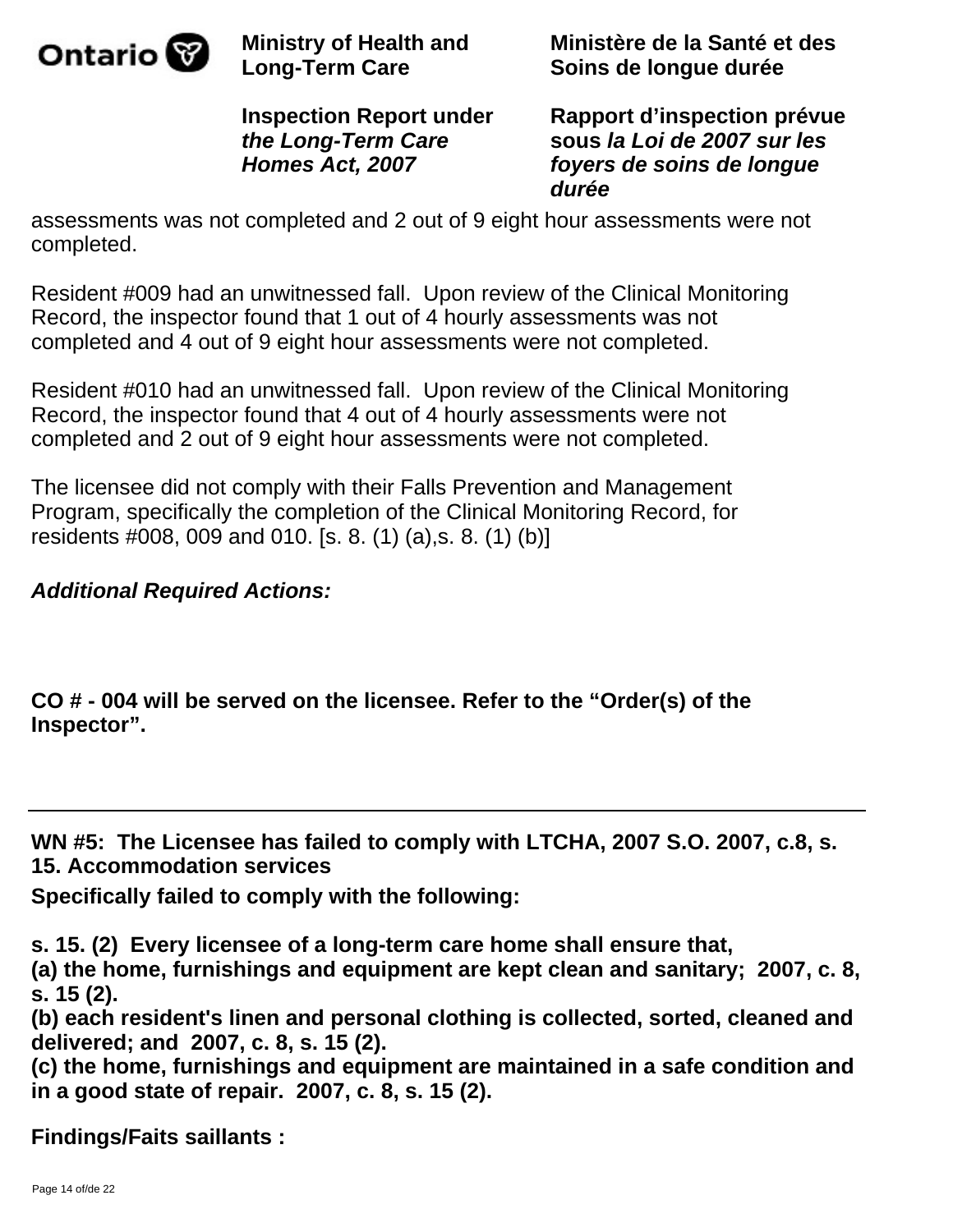assessments was not completed and 2 out of 9 eight hour assessments were not completed.

Resident #009 had an unwitnessed fall. Upon review of the Clinical Monitoring Record, the inspector found that 1 out of 4 hourly assessments was not completed and 4 out of 9 eight hour assessments were not completed.

Resident #010 had an unwitnessed fall. Upon review of the Clinical Monitoring Record, the inspector found that 4 out of 4 hourly assessments were not completed and 2 out of 9 eight hour assessments were not completed.

The licensee did not comply with their Falls Prevention and Management Program, specifically the completion of the Clinical Monitoring Record, for residents #008, 009 and 010. [s. 8. (1) (a),s. 8. (1) (b)]

***Additional Required Actions:***

**CO # - 004 will be served on the licensee. Refer to the “Order(s) of the Inspector”.**

---

**WN #5: The Licensee has failed to comply with LTCHA, 2007 S.O. 2007, c.8, s. 15. Accommodation services**

**Specifically failed to comply with the following:**

**s. 15. (2) Every licensee of a long-term care home shall ensure that,**
**(a) the home, furnishings and equipment are kept clean and sanitary; 2007, c. 8, s. 15 (2).**
**(b) each resident's linen and personal clothing is collected, sorted, cleaned and delivered; and 2007, c. 8, s. 15 (2).**
**(c) the home, furnishings and equipment are maintained in a safe condition and in a good state of repair. 2007, c. 8, s. 15 (2).**

**Findings/Faits saillants :**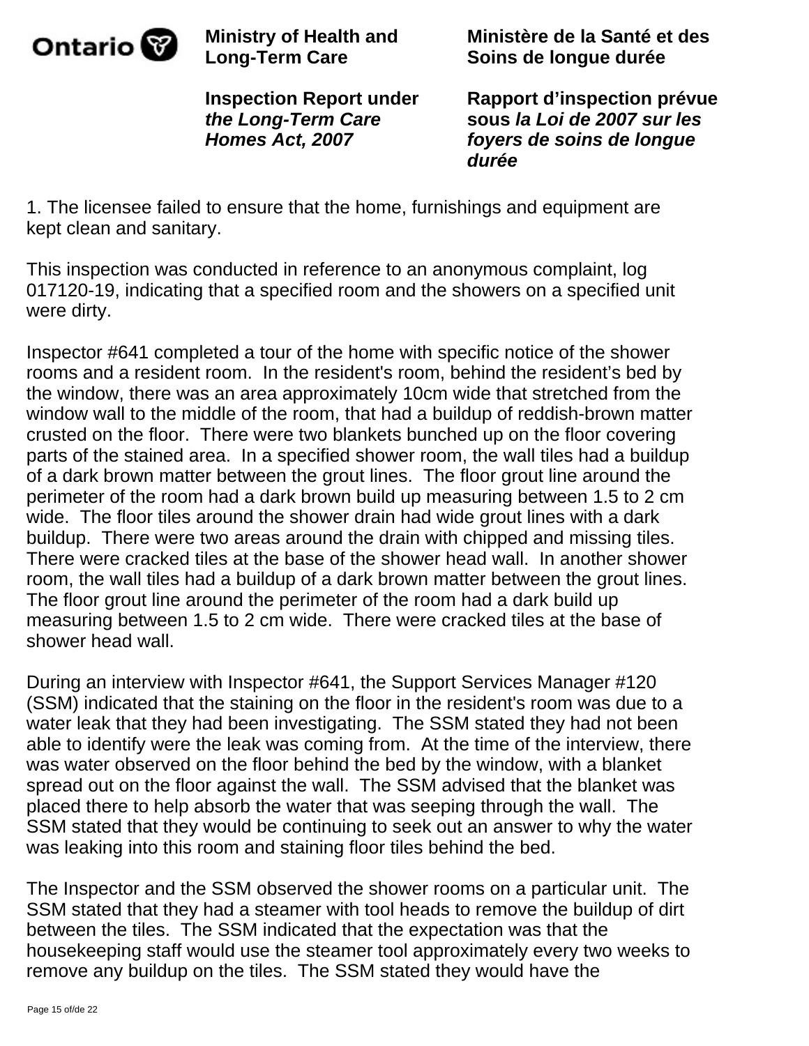1. The licensee failed to ensure that the home, furnishings and equipment are kept clean and sanitary.

This inspection was conducted in reference to an anonymous complaint, log 017120-19, indicating that a specified room and the showers on a specified unit were dirty.

Inspector #641 completed a tour of the home with specific notice of the shower rooms and a resident room. In the resident's room, behind the resident's bed by the window, there was an area approximately 10cm wide that stretched from the window wall to the middle of the room, that had a buildup of reddish-brown matter crusted on the floor. There were two blankets bunched up on the floor covering parts of the stained area. In a specified shower room, the wall tiles had a buildup of a dark brown matter between the grout lines. The floor grout line around the perimeter of the room had a dark brown build up measuring between 1.5 to 2 cm wide. The floor tiles around the shower drain had wide grout lines with a dark buildup. There were two areas around the drain with chipped and missing tiles. There were cracked tiles at the base of the shower head wall. In another shower room, the wall tiles had a buildup of a dark brown matter between the grout lines. The floor grout line around the perimeter of the room had a dark build up measuring between 1.5 to 2 cm wide. There were cracked tiles at the base of shower head wall.

During an interview with Inspector #641, the Support Services Manager #120 (SSM) indicated that the staining on the floor in the resident's room was due to a water leak that they had been investigating. The SSM stated they had not been able to identify were the leak was coming from. At the time of the interview, there was water observed on the floor behind the bed by the window, with a blanket spread out on the floor against the wall. The SSM advised that the blanket was placed there to help absorb the water that was seeping through the wall. The SSM stated that they would be continuing to seek out an answer to why the water was leaking into this room and staining floor tiles behind the bed.

The Inspector and the SSM observed the shower rooms on a particular unit. The SSM stated that they had a steamer with tool heads to remove the buildup of dirt between the tiles. The SSM indicated that the expectation was that the housekeeping staff would use the steamer tool approximately every two weeks to remove any buildup on the tiles. The SSM stated they would have the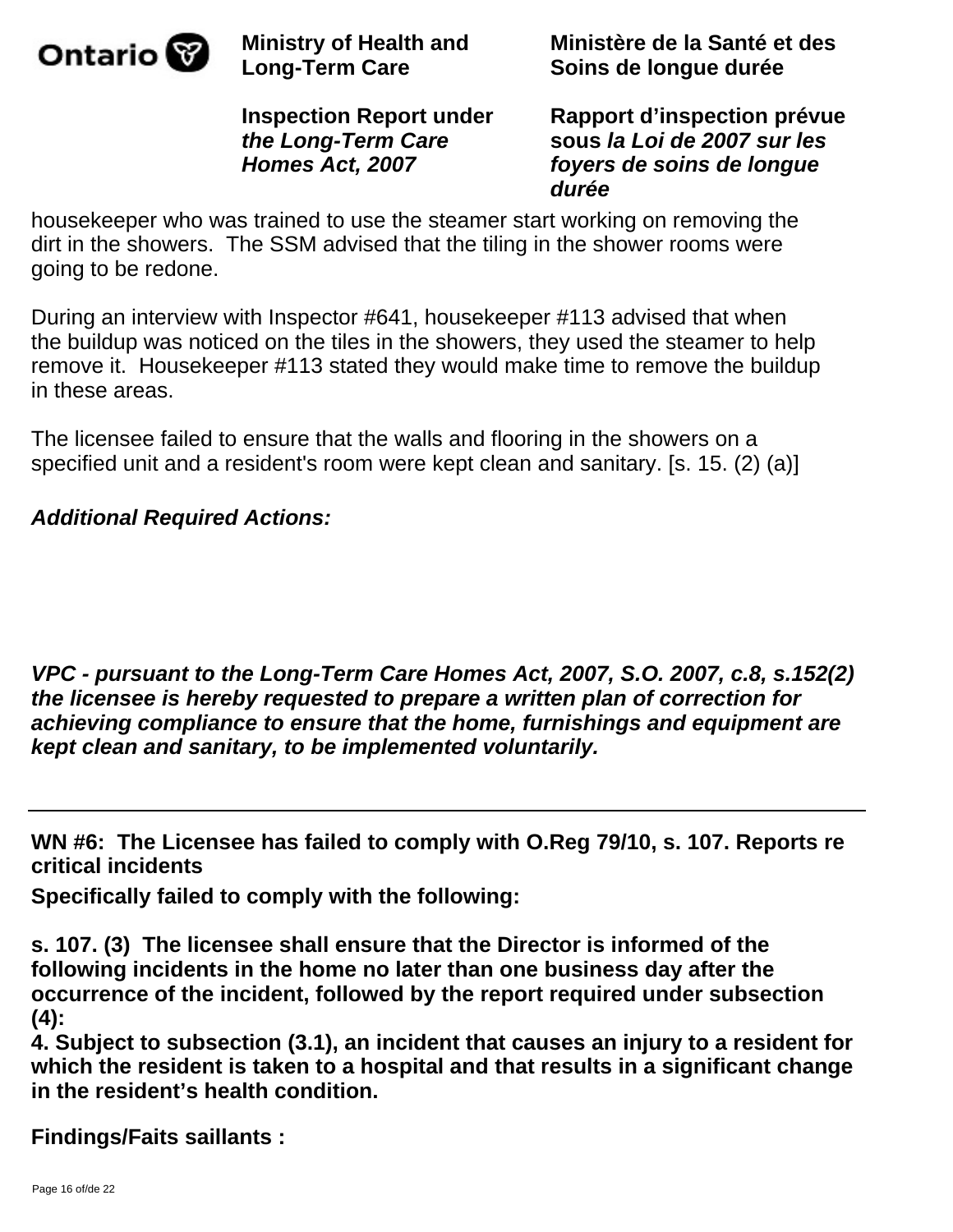housekeeper who was trained to use the steamer start working on removing the dirt in the showers. The SSM advised that the tiling in the shower rooms were going to be redone.

During an interview with Inspector #641, housekeeper #113 advised that when the buildup was noticed on the tiles in the showers, they used the steamer to help remove it. Housekeeper #113 stated they would make time to remove the buildup in these areas.

The licensee failed to ensure that the walls and flooring in the showers on a specified unit and a resident's room were kept clean and sanitary. [s. 15. (2) (a)]

***Additional Required Actions:***

***VPC - pursuant to the Long-Term Care Homes Act, 2007, S.O. 2007, c.8, s.152(2) the licensee is hereby requested to prepare a written plan of correction for achieving compliance to ensure that the home, furnishings and equipment are kept clean and sanitary, to be implemented voluntarily.***

---

**WN #6: The Licensee has failed to comply with O.Reg 79/10, s. 107. Reports re critical incidents**

**Specifically failed to comply with the following:**

**s. 107. (3) The licensee shall ensure that the Director is informed of the following incidents in the home no later than one business day after the occurrence of the incident, followed by the report required under subsection (4):**

**4. Subject to subsection (3.1), an incident that causes an injury to a resident for which the resident is taken to a hospital and that results in a significant change in the resident's health condition.**

**Findings/Faits saillants :**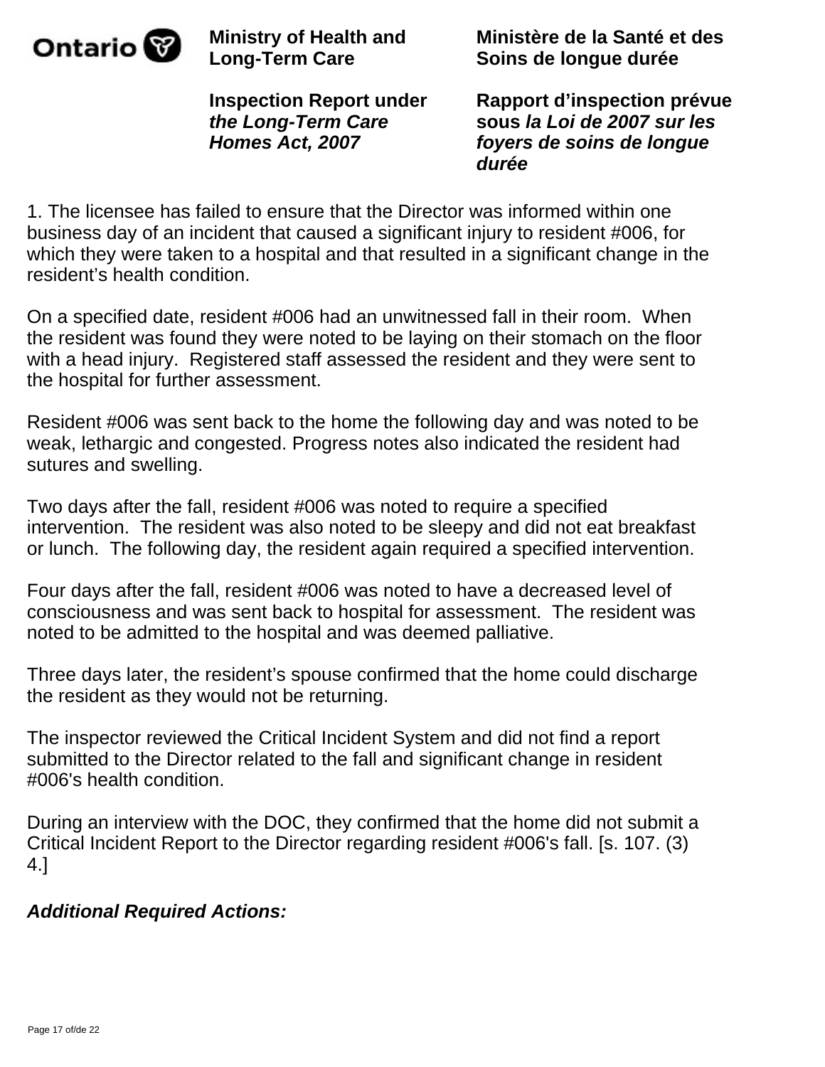1. The licensee has failed to ensure that the Director was informed within one business day of an incident that caused a significant injury to resident #006, for which they were taken to a hospital and that resulted in a significant change in the resident's health condition.

On a specified date, resident #006 had an unwitnessed fall in their room. When the resident was found they were noted to be laying on their stomach on the floor with a head injury. Registered staff assessed the resident and they were sent to the hospital for further assessment.

Resident #006 was sent back to the home the following day and was noted to be weak, lethargic and congested. Progress notes also indicated the resident had sutures and swelling.

Two days after the fall, resident #006 was noted to require a specified intervention. The resident was also noted to be sleepy and did not eat breakfast or lunch. The following day, the resident again required a specified intervention.

Four days after the fall, resident #006 was noted to have a decreased level of consciousness and was sent back to hospital for assessment. The resident was noted to be admitted to the hospital and was deemed palliative.

Three days later, the resident's spouse confirmed that the home could discharge the resident as they would not be returning.

The inspector reviewed the Critical Incident System and did not find a report submitted to the Director related to the fall and significant change in resident #006's health condition.

During an interview with the DOC, they confirmed that the home did not submit a Critical Incident Report to the Director regarding resident #006's fall. [s. 107. (3) 4.]

***Additional Required Actions:***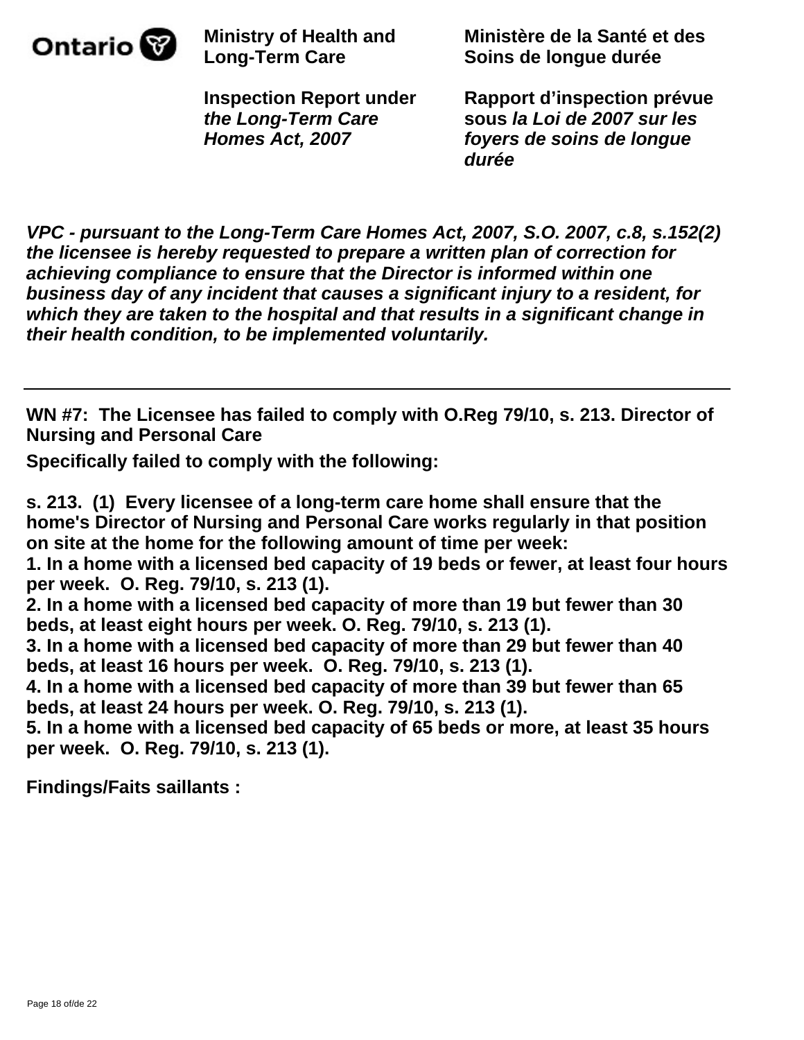*VPC - pursuant to the Long-Term Care Homes Act, 2007, S.O. 2007, c.8, s.152(2) the licensee is hereby requested to prepare a written plan of correction for achieving compliance to ensure that the Director is informed within one business day of any incident that causes a significant injury to a resident, for which they are taken to the hospital and that results in a significant change in their health condition, to be implemented voluntarily.*

---

**WN #7: The Licensee has failed to comply with O.Reg 79/10, s. 213. Director of Nursing and Personal Care**

**Specifically failed to comply with the following:**

**s. 213. (1) Every licensee of a long-term care home shall ensure that the home's Director of Nursing and Personal Care works regularly in that position on site at the home for the following amount of time per week:**
**1. In a home with a licensed bed capacity of 19 beds or fewer, at least four hours per week. O. Reg. 79/10, s. 213 (1).**
**2. In a home with a licensed bed capacity of more than 19 but fewer than 30 beds, at least eight hours per week. O. Reg. 79/10, s. 213 (1).**
**3. In a home with a licensed bed capacity of more than 29 but fewer than 40 beds, at least 16 hours per week. O. Reg. 79/10, s. 213 (1).**
**4. In a home with a licensed bed capacity of more than 39 but fewer than 65 beds, at least 24 hours per week. O. Reg. 79/10, s. 213 (1).**
**5. In a home with a licensed bed capacity of 65 beds or more, at least 35 hours per week. O. Reg. 79/10, s. 213 (1).**

**Findings/Faits saillants :**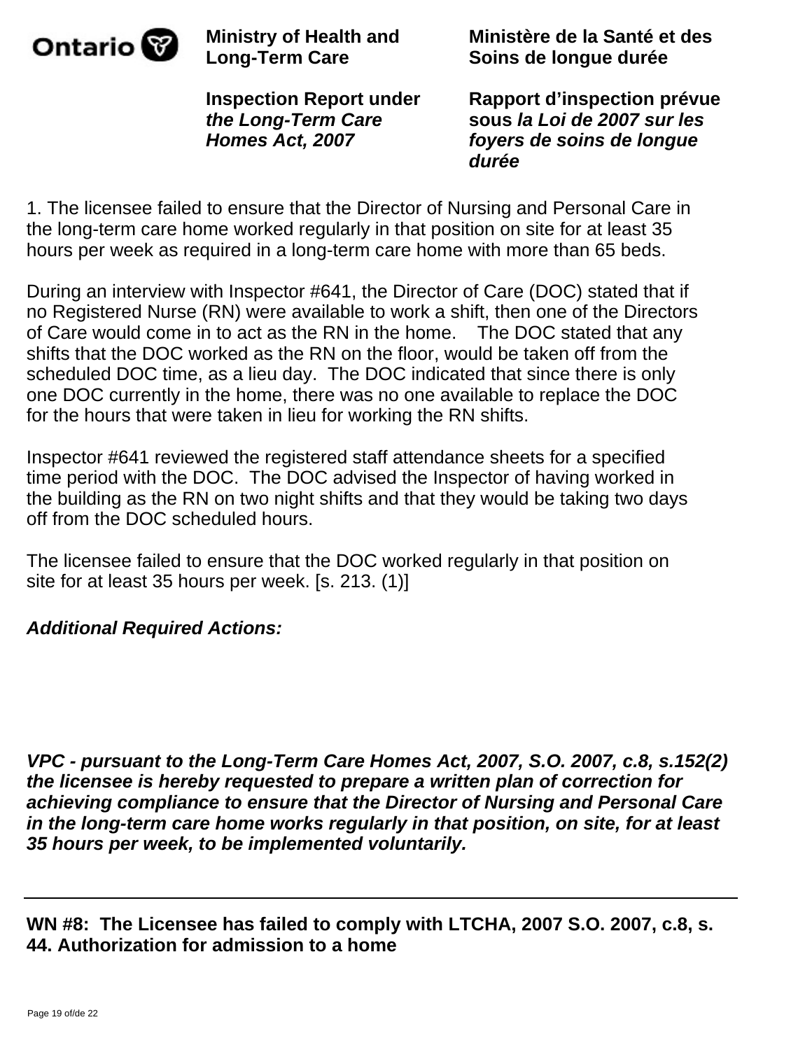1. The licensee failed to ensure that the Director of Nursing and Personal Care in the long-term care home worked regularly in that position on site for at least 35 hours per week as required in a long-term care home with more than 65 beds.

During an interview with Inspector #641, the Director of Care (DOC) stated that if no Registered Nurse (RN) were available to work a shift, then one of the Directors of Care would come in to act as the RN in the home. The DOC stated that any shifts that the DOC worked as the RN on the floor, would be taken off from the scheduled DOC time, as a lieu day. The DOC indicated that since there is only one DOC currently in the home, there was no one available to replace the DOC for the hours that were taken in lieu for working the RN shifts.

Inspector #641 reviewed the registered staff attendance sheets for a specified time period with the DOC. The DOC advised the Inspector of having worked in the building as the RN on two night shifts and that they would be taking two days off from the DOC scheduled hours.

The licensee failed to ensure that the DOC worked regularly in that position on site for at least 35 hours per week. [s. 213. (1)]

***Additional Required Actions:***

***VPC - pursuant to the Long-Term Care Homes Act, 2007, S.O. 2007, c.8, s.152(2) the licensee is hereby requested to prepare a written plan of correction for achieving compliance to ensure that the Director of Nursing and Personal Care in the long-term care home works regularly in that position, on site, for at least 35 hours per week, to be implemented voluntarily.***

---

**WN #8: The Licensee has failed to comply with LTCHA, 2007 S.O. 2007, c.8, s. 44. Authorization for admission to a home**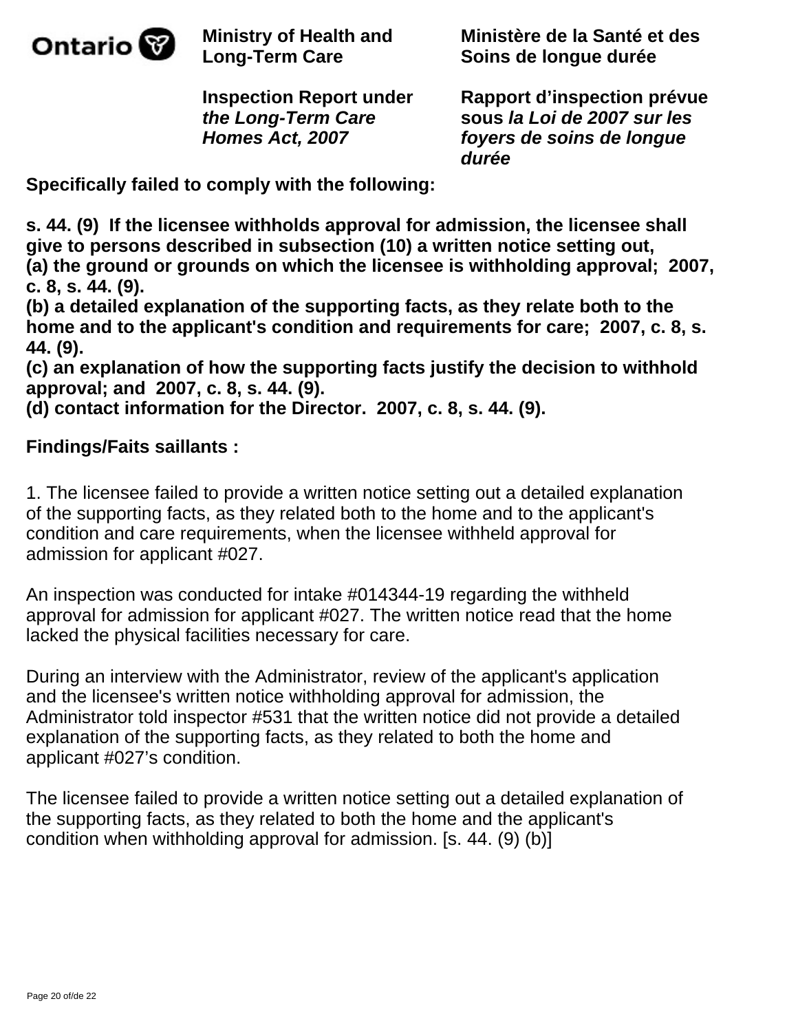**Specifically failed to comply with the following:**

**s. 44. (9) If the licensee withholds approval for admission, the licensee shall give to persons described in subsection (10) a written notice setting out,**
**(a) the ground or grounds on which the licensee is withholding approval; 2007, c. 8, s. 44. (9).**
**(b) a detailed explanation of the supporting facts, as they relate both to the home and to the applicant's condition and requirements for care; 2007, c. 8, s. 44. (9).**
**(c) an explanation of how the supporting facts justify the decision to withhold approval; and 2007, c. 8, s. 44. (9).**
**(d) contact information for the Director. 2007, c. 8, s. 44. (9).**

**Findings/Faits saillants :**

1. The licensee failed to provide a written notice setting out a detailed explanation of the supporting facts, as they related both to the home and to the applicant's condition and care requirements, when the licensee withheld approval for admission for applicant #027.

An inspection was conducted for intake #014344-19 regarding the withheld approval for admission for applicant #027. The written notice read that the home lacked the physical facilities necessary for care.

During an interview with the Administrator, review of the applicant's application and the licensee's written notice withholding approval for admission, the Administrator told inspector #531 that the written notice did not provide a detailed explanation of the supporting facts, as they related to both the home and applicant #027's condition.

The licensee failed to provide a written notice setting out a detailed explanation of the supporting facts, as they related to both the home and the applicant's condition when withholding approval for admission. [s. 44. (9) (b)]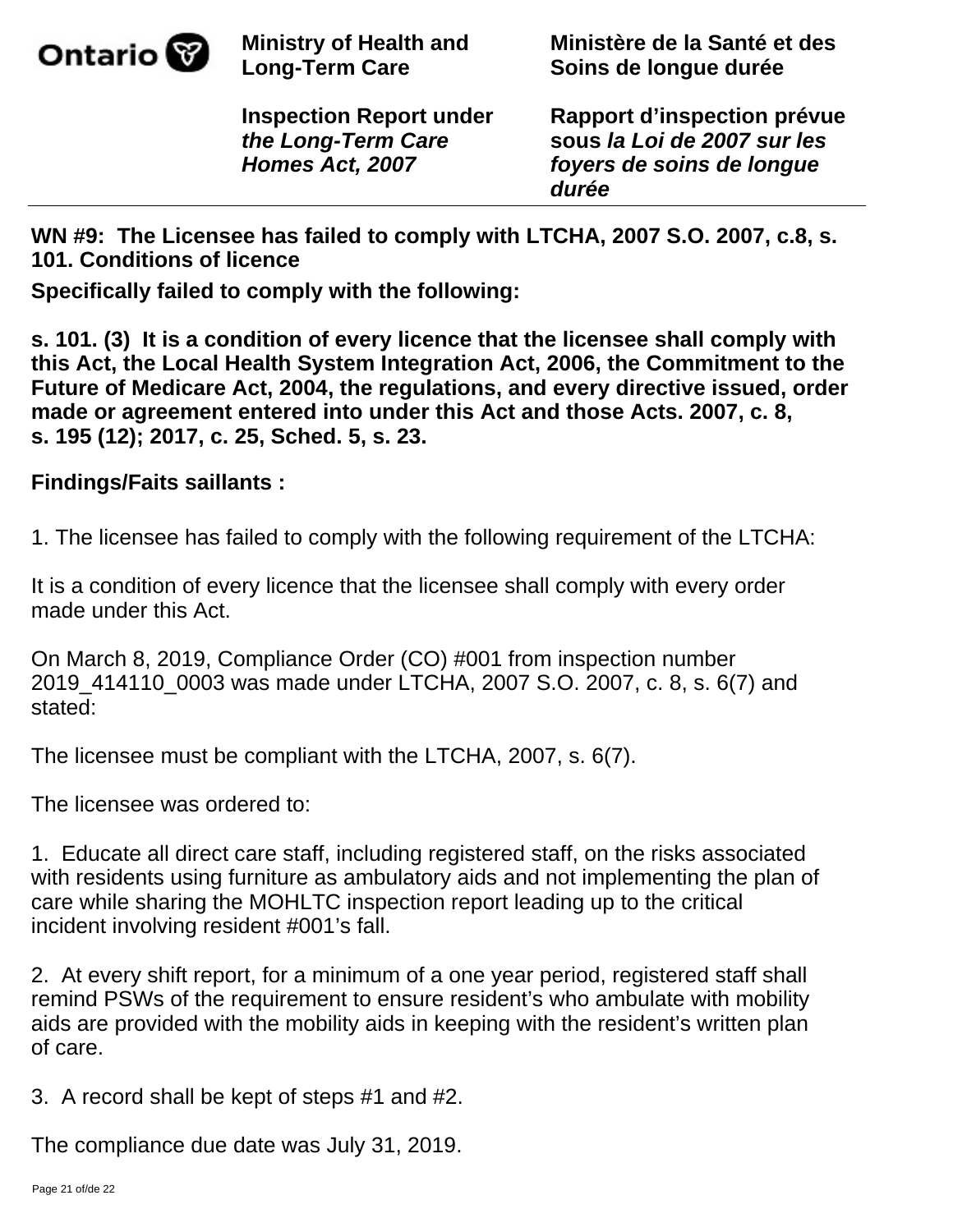**WN #9: The Licensee has failed to comply with LTCHA, 2007 S.O. 2007, c.8, s. 101. Conditions of licence**

**Specifically failed to comply with the following:**

**s. 101. (3) It is a condition of every licence that the licensee shall comply with this Act, the Local Health System Integration Act, 2006, the Commitment to the Future of Medicare Act, 2004, the regulations, and every directive issued, order made or agreement entered into under this Act and those Acts. 2007, c. 8, s. 195 (12); 2017, c. 25, Sched. 5, s. 23.**

**Findings/Faits saillants :**

1. The licensee has failed to comply with the following requirement of the LTCHA:

It is a condition of every licence that the licensee shall comply with every order made under this Act.

On March 8, 2019, Compliance Order (CO) #001 from inspection number 2019_414110_0003 was made under LTCHA, 2007 S.O. 2007, c. 8, s. 6(7) and stated:

The licensee must be compliant with the LTCHA, 2007, s. 6(7).

The licensee was ordered to:

1. Educate all direct care staff, including registered staff, on the risks associated with residents using furniture as ambulatory aids and not implementing the plan of care while sharing the MOHLTC inspection report leading up to the critical incident involving resident #001's fall.

2. At every shift report, for a minimum of a one year period, registered staff shall remind PSWs of the requirement to ensure resident's who ambulate with mobility aids are provided with the mobility aids in keeping with the resident's written plan of care.

3. A record shall be kept of steps #1 and #2.

The compliance due date was July 31, 2019.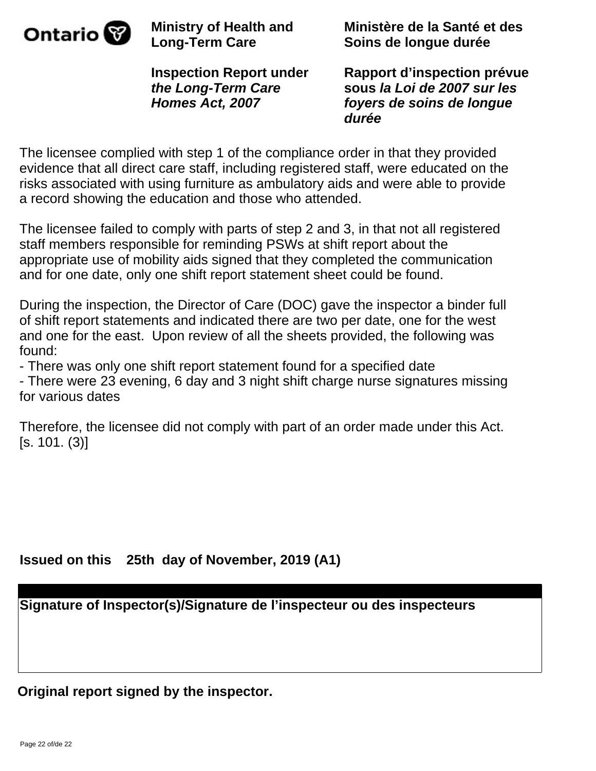The licensee complied with step 1 of the compliance order in that they provided evidence that all direct care staff, including registered staff, were educated on the risks associated with using furniture as ambulatory aids and were able to provide a record showing the education and those who attended.

The licensee failed to comply with parts of step 2 and 3, in that not all registered staff members responsible for reminding PSWs at shift report about the appropriate use of mobility aids signed that they completed the communication and for one date, only one shift report statement sheet could be found.

During the inspection, the Director of Care (DOC) gave the inspector a binder full of shift report statements and indicated there are two per date, one for the west and one for the east. Upon review of all the sheets provided, the following was found:

- There was only one shift report statement found for a specified date
- There were 23 evening, 6 day and 3 night shift charge nurse signatures missing for various dates

Therefore, the licensee did not comply with part of an order made under this Act. [s. 101. (3)]

**Issued on this 25th day of November, 2019 (A1)**

**Signature of Inspector(s)/Signature de l'inspecteur ou des inspecteurs**

**Original report signed by the inspector.**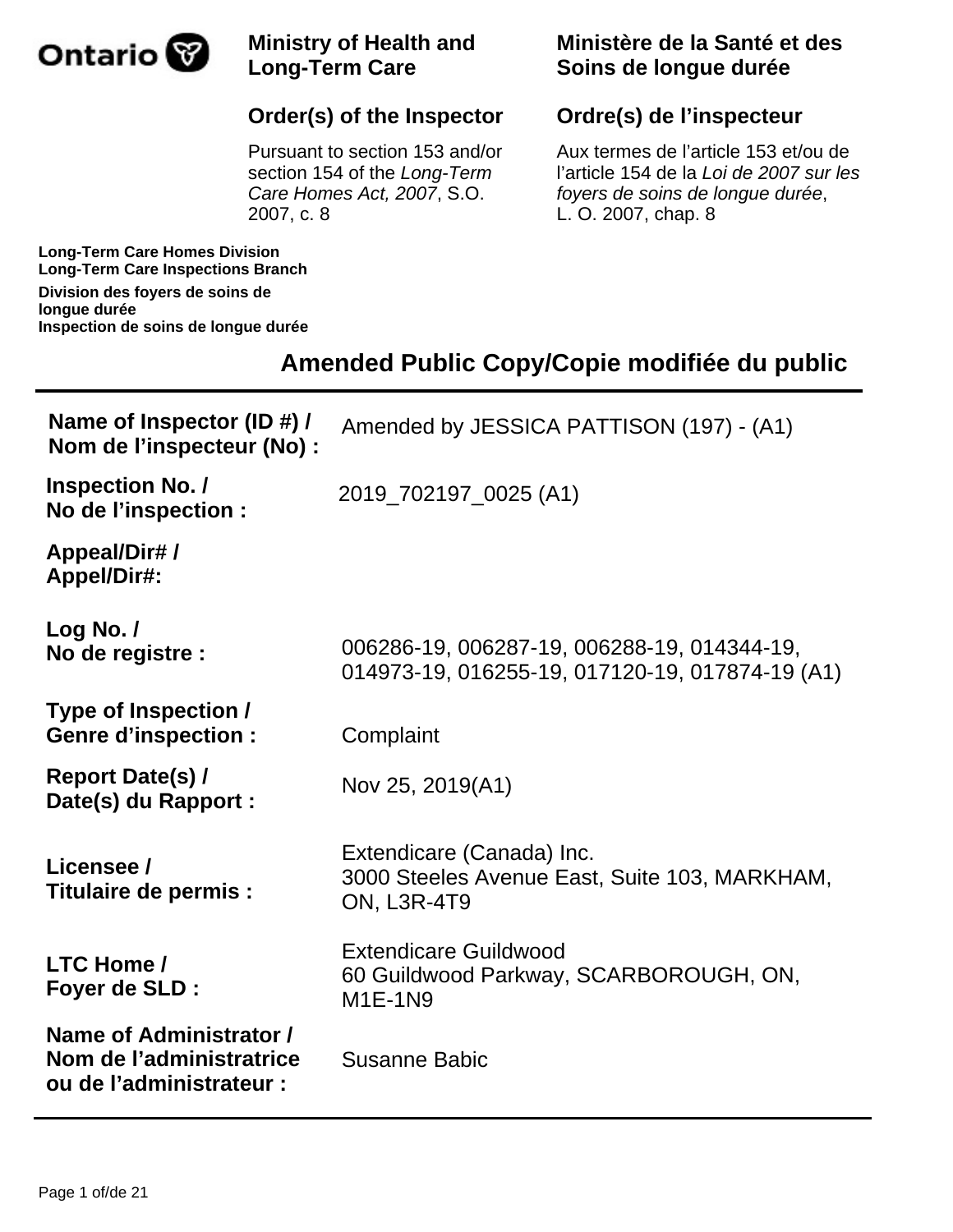**Ontario**

**Ministry of Health and Long-Term Care**

**Ministère de la Santé et des Soins de longue durée**

## Order(s) of the Inspector

## Ordre(s) de l'inspecteur

Pursuant to section 153 and/or section 154 of the *Long-Term Care Homes Act, 2007*, S.O. 2007, c. 8

Aux termes de l'article 153 et/ou de l'article 154 de la *Loi de 2007 sur les foyers de soins de longue durée*, L. O. 2007, chap. 8

**Long-Term Care Homes Division**
**Long-Term Care Inspections Branch**

**Division des foyers de soins de longue durée**
**Inspection de soins de longue durée**

## Amended Public Copy/Copie modifiée du public

| | |
|---|---|
| **Name of Inspector (ID #) / Nom de l'inspecteur (No) :** | Amended by JESSICA PATTISON (197) - (A1) |
| **Inspection No. / No de l'inspection :** | 2019_702197_0025 (A1) |
| **Appeal/Dir# / Appel/Dir#:** | |
| **Log No. / No de registre :** | 006286-19, 006287-19, 006288-19, 014344-19, 014973-19, 016255-19, 017120-19, 017874-19 (A1) |
| **Type of Inspection / Genre d'inspection :** | Complaint |
| **Report Date(s) / Date(s) du Rapport :** | Nov 25, 2019(A1) |
| **Licensee / Titulaire de permis :** | Extendicare (Canada) Inc. 3000 Steeles Avenue East, Suite 103, MARKHAM, ON, L3R-4T9 |
| **LTC Home / Foyer de SLD :** | Extendicare Guildwood 60 Guildwood Parkway, SCARBOROUGH, ON, M1E-1N9 |
| **Name of Administrator / Nom de l'administratrice ou de l'administrateur :** | Susanne Babic |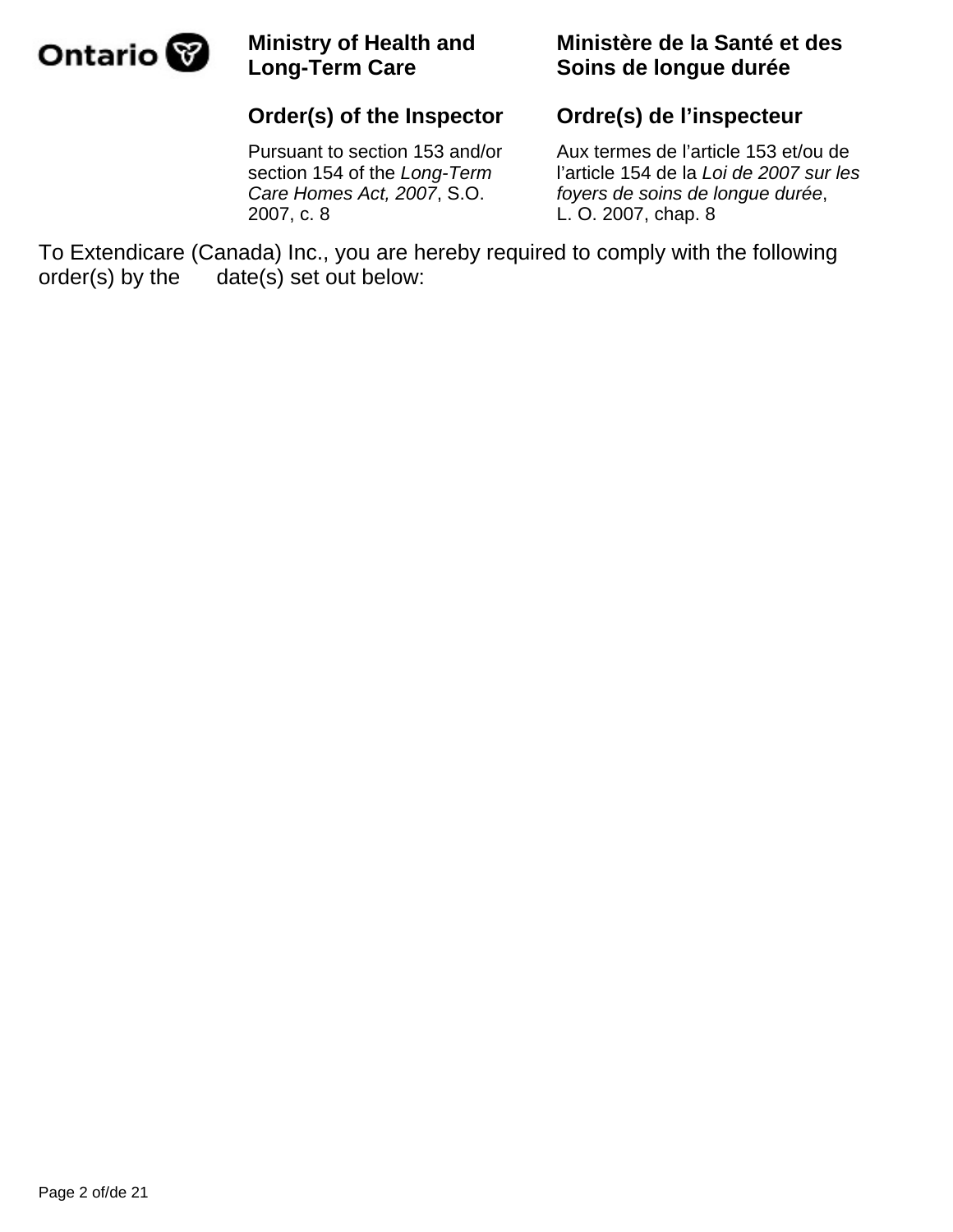Ontario

**Ministry of Health and Long-Term Care**

**Ministère de la Santé et des Soins de longue durée**

**Order(s) of the Inspector**

**Ordre(s) de l'inspecteur**

Pursuant to section 153 and/or section 154 of the *Long-Term Care Homes Act, 2007*, S.O. 2007, c. 8

Aux termes de l'article 153 et/ou de l'article 154 de la *Loi de 2007 sur les foyers de soins de longue durée*, L. O. 2007, chap. 8

To Extendicare (Canada) Inc., you are hereby required to comply with the following order(s) by the date(s) set out below: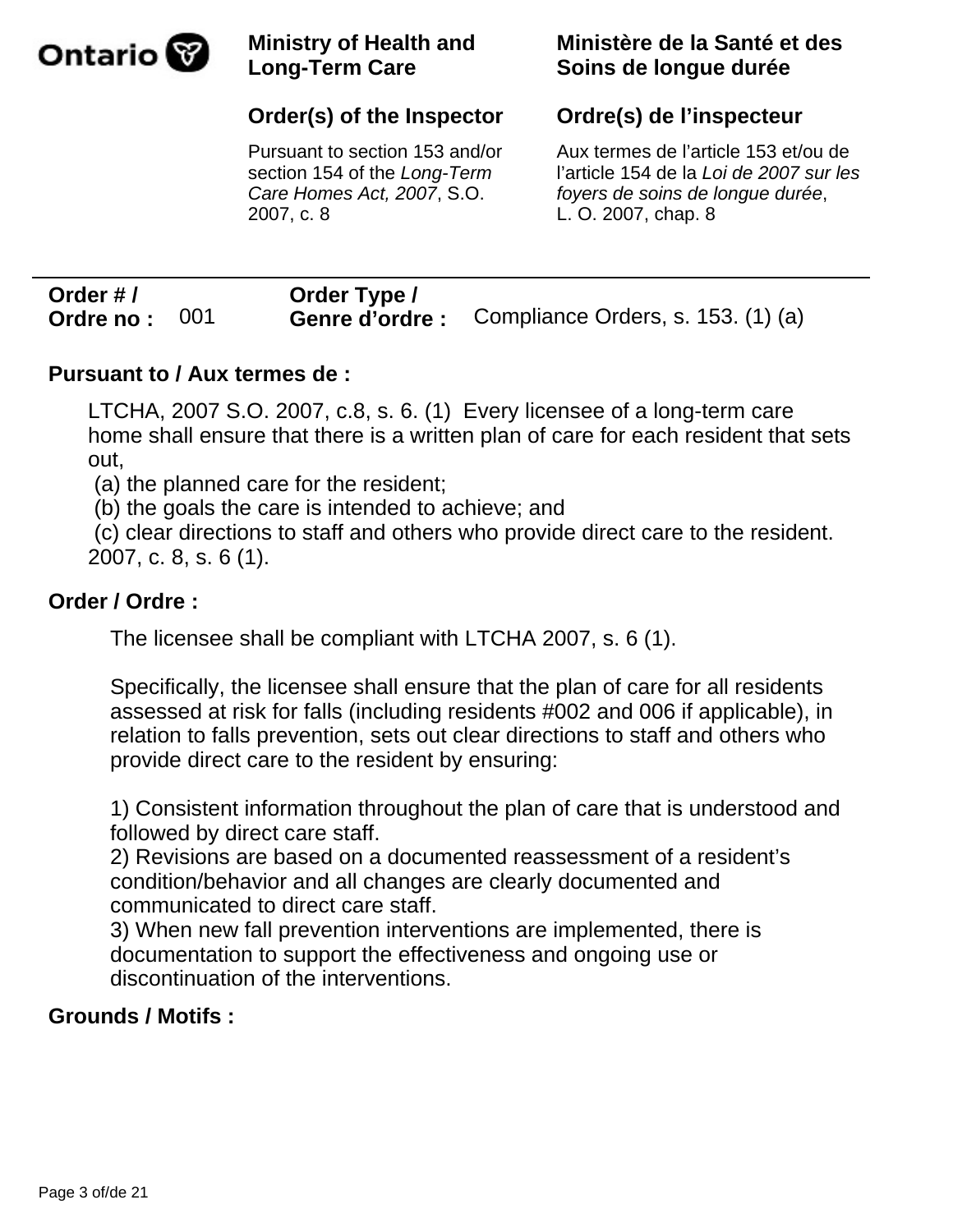**Ontario** | **Ministry of Health and Long-Term Care** | **Ministère de la Santé et des Soins de longue durée**

## Order(s) of the Inspector

Pursuant to section 153 and/or section 154 of the *Long-Term Care Homes Act, 2007*, S.O. 2007, c. 8

## Ordre(s) de l'inspecteur

Aux termes de l'article 153 et/ou de l'article 154 de la *Loi de 2007 sur les foyers de soins de longue durée*, L. O. 2007, chap. 8

---

**Order # / Ordre no :** 001 **Order Type / Genre d'ordre :** Compliance Orders, s. 153. (1) (a)

**Pursuant to / Aux termes de :**

LTCHA, 2007 S.O. 2007, c.8, s. 6. (1) Every licensee of a long-term care home shall ensure that there is a written plan of care for each resident that sets out,
(a) the planned care for the resident;
(b) the goals the care is intended to achieve; and
(c) clear directions to staff and others who provide direct care to the resident.
2007, c. 8, s. 6 (1).

**Order / Ordre :**

The licensee shall be compliant with LTCHA 2007, s. 6 (1).

Specifically, the licensee shall ensure that the plan of care for all residents assessed at risk for falls (including residents #002 and 006 if applicable), in relation to falls prevention, sets out clear directions to staff and others who provide direct care to the resident by ensuring:

1) Consistent information throughout the plan of care that is understood and followed by direct care staff.
2) Revisions are based on a documented reassessment of a resident's condition/behavior and all changes are clearly documented and communicated to direct care staff.
3) When new fall prevention interventions are implemented, there is documentation to support the effectiveness and ongoing use or discontinuation of the interventions.

**Grounds / Motifs :**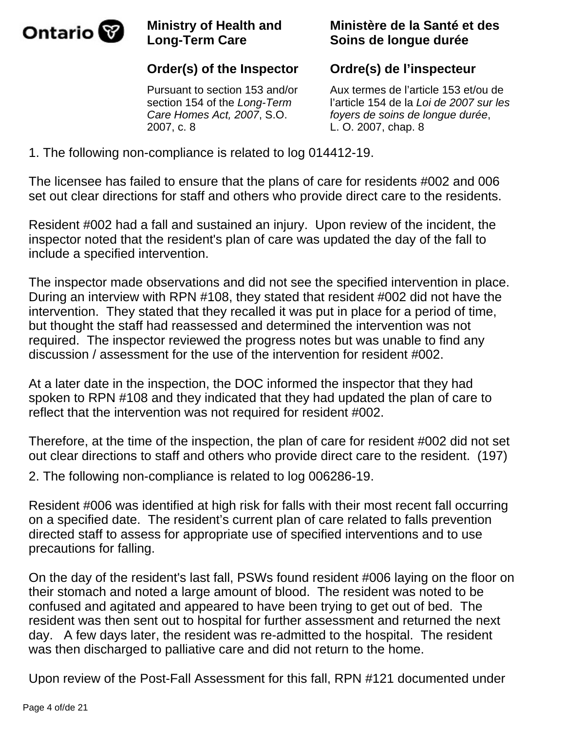1. The following non-compliance is related to log 014412-19.

The licensee has failed to ensure that the plans of care for residents #002 and 006 set out clear directions for staff and others who provide direct care to the residents.

Resident #002 had a fall and sustained an injury. Upon review of the incident, the inspector noted that the resident's plan of care was updated the day of the fall to include a specified intervention.

The inspector made observations and did not see the specified intervention in place. During an interview with RPN #108, they stated that resident #002 did not have the intervention. They stated that they recalled it was put in place for a period of time, but thought the staff had reassessed and determined the intervention was not required. The inspector reviewed the progress notes but was unable to find any discussion / assessment for the use of the intervention for resident #002.

At a later date in the inspection, the DOC informed the inspector that they had spoken to RPN #108 and they indicated that they had updated the plan of care to reflect that the intervention was not required for resident #002.

Therefore, at the time of the inspection, the plan of care for resident #002 did not set out clear directions to staff and others who provide direct care to the resident. (197)

2. The following non-compliance is related to log 006286-19.

Resident #006 was identified at high risk for falls with their most recent fall occurring on a specified date. The resident’s current plan of care related to falls prevention directed staff to assess for appropriate use of specified interventions and to use precautions for falling.

On the day of the resident's last fall, PSWs found resident #006 laying on the floor on their stomach and noted a large amount of blood. The resident was noted to be confused and agitated and appeared to have been trying to get out of bed. The resident was then sent out to hospital for further assessment and returned the next day. A few days later, the resident was re-admitted to the hospital. The resident was then discharged to palliative care and did not return to the home.

Upon review of the Post-Fall Assessment for this fall, RPN #121 documented under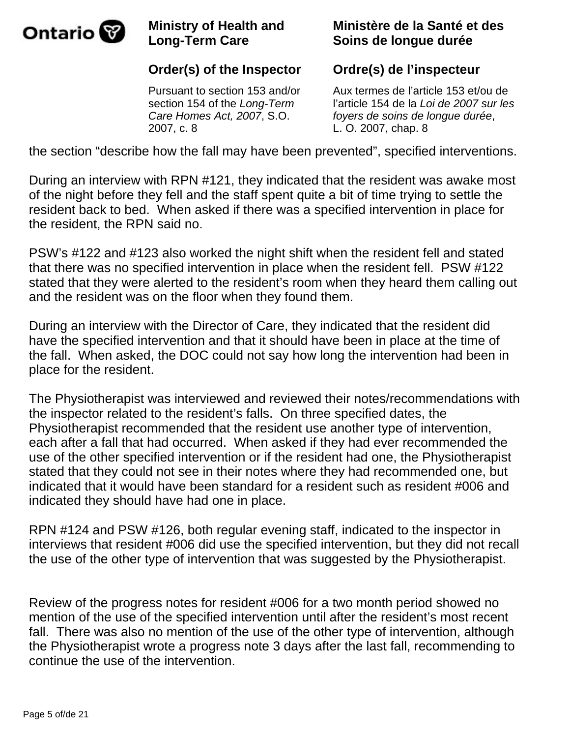the section “describe how the fall may have been prevented”, specified interventions.

During an interview with RPN #121, they indicated that the resident was awake most of the night before they fell and the staff spent quite a bit of time trying to settle the resident back to bed. When asked if there was a specified intervention in place for the resident, the RPN said no.

PSW’s #122 and #123 also worked the night shift when the resident fell and stated that there was no specified intervention in place when the resident fell. PSW #122 stated that they were alerted to the resident’s room when they heard them calling out and the resident was on the floor when they found them.

During an interview with the Director of Care, they indicated that the resident did have the specified intervention and that it should have been in place at the time of the fall. When asked, the DOC could not say how long the intervention had been in place for the resident.

The Physiotherapist was interviewed and reviewed their notes/recommendations with the inspector related to the resident’s falls. On three specified dates, the Physiotherapist recommended that the resident use another type of intervention, each after a fall that had occurred. When asked if they had ever recommended the use of the other specified intervention or if the resident had one, the Physiotherapist stated that they could not see in their notes where they had recommended one, but indicated that it would have been standard for a resident such as resident #006 and indicated they should have had one in place.

RPN #124 and PSW #126, both regular evening staff, indicated to the inspector in interviews that resident #006 did use the specified intervention, but they did not recall the use of the other type of intervention that was suggested by the Physiotherapist.

Review of the progress notes for resident #006 for a two month period showed no mention of the use of the specified intervention until after the resident’s most recent fall. There was also no mention of the use of the other type of intervention, although the Physiotherapist wrote a progress note 3 days after the last fall, recommending to continue the use of the intervention.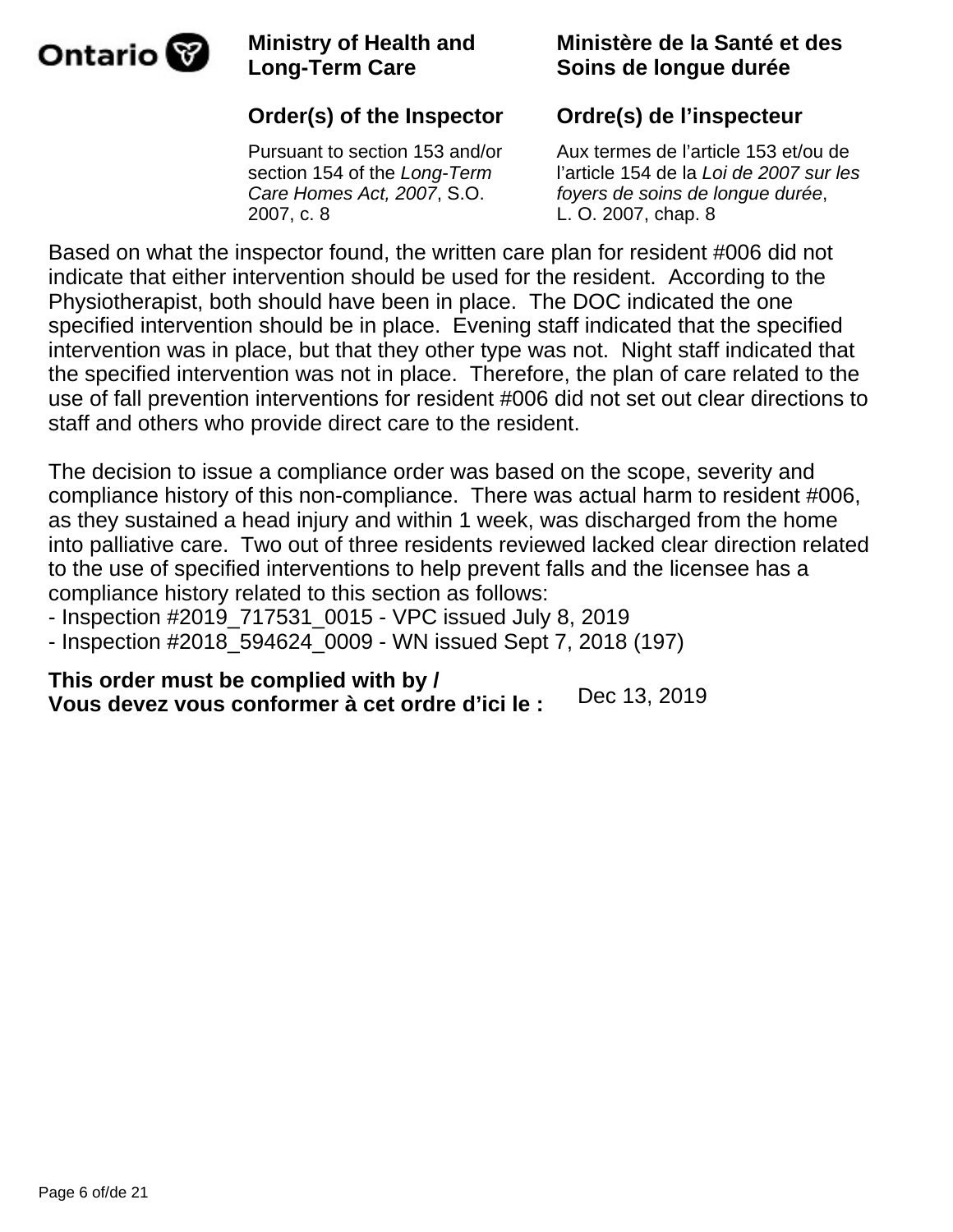Based on what the inspector found, the written care plan for resident #006 did not indicate that either intervention should be used for the resident. According to the Physiotherapist, both should have been in place. The DOC indicated the one specified intervention should be in place. Evening staff indicated that the specified intervention was in place, but that they other type was not. Night staff indicated that the specified intervention was not in place. Therefore, the plan of care related to the use of fall prevention interventions for resident #006 did not set out clear directions to staff and others who provide direct care to the resident.

The decision to issue a compliance order was based on the scope, severity and compliance history of this non-compliance. There was actual harm to resident #006, as they sustained a head injury and within 1 week, was discharged from the home into palliative care. Two out of three residents reviewed lacked clear direction related to the use of specified interventions to help prevent falls and the licensee has a compliance history related to this section as follows:
- Inspection #2019_717531_0015 - VPC issued July 8, 2019
- Inspection #2018_594624_0009 - WN issued Sept 7, 2018 (197)

**This order must be complied with by / Vous devez vous conformer à cet ordre d’ici le :** Dec 13, 2019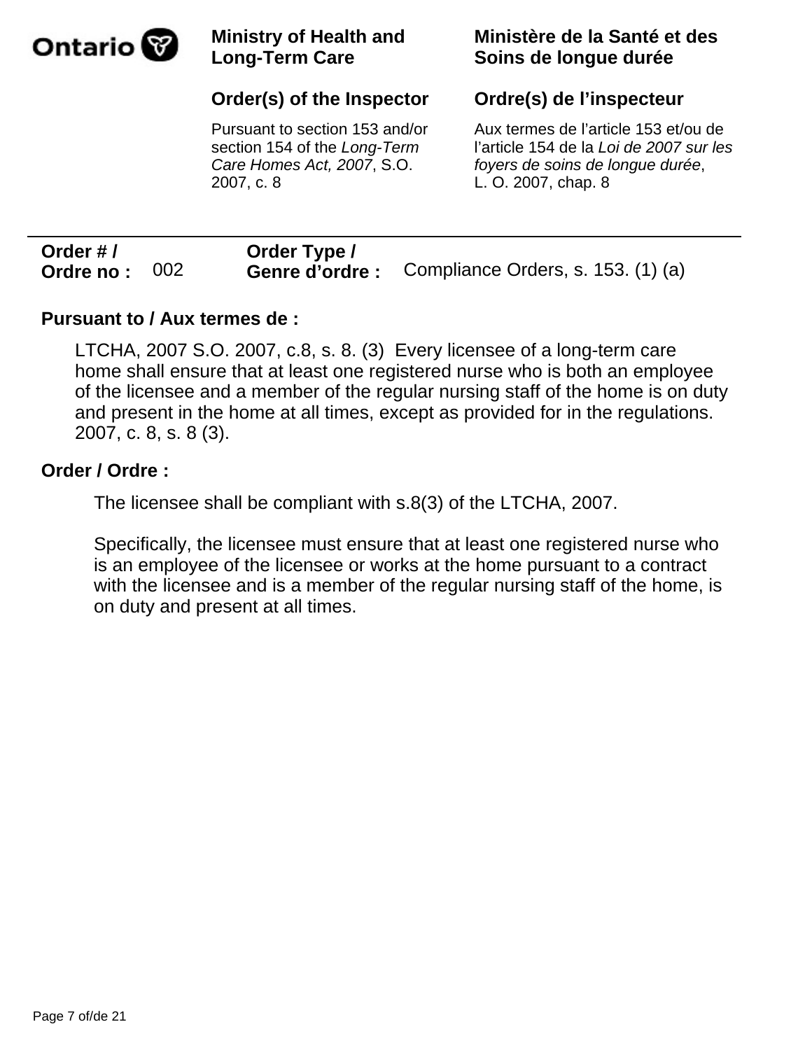**Ministry of Health and Long-Term Care**

**Ministère de la Santé et des Soins de longue durée**

**Order(s) of the Inspector**

Pursuant to section 153 and/or section 154 of the *Long-Term Care Homes Act, 2007*, S.O. 2007, c. 8

**Ordre(s) de l'inspecteur**

Aux termes de l'article 153 et/ou de l'article 154 de la *Loi de 2007 sur les foyers de soins de longue durée*, L. O. 2007, chap. 8

---

**Order # / Ordre no :** 002 **Order Type / Genre d'ordre :** Compliance Orders, s. 153. (1) (a)

**Pursuant to / Aux termes de :**

LTCHA, 2007 S.O. 2007, c.8, s. 8. (3) Every licensee of a long-term care home shall ensure that at least one registered nurse who is both an employee of the licensee and a member of the regular nursing staff of the home is on duty and present in the home at all times, except as provided for in the regulations. 2007, c. 8, s. 8 (3).

**Order / Ordre :**

The licensee shall be compliant with s.8(3) of the LTCHA, 2007.

Specifically, the licensee must ensure that at least one registered nurse who is an employee of the licensee or works at the home pursuant to a contract with the licensee and is a member of the regular nursing staff of the home, is on duty and present at all times.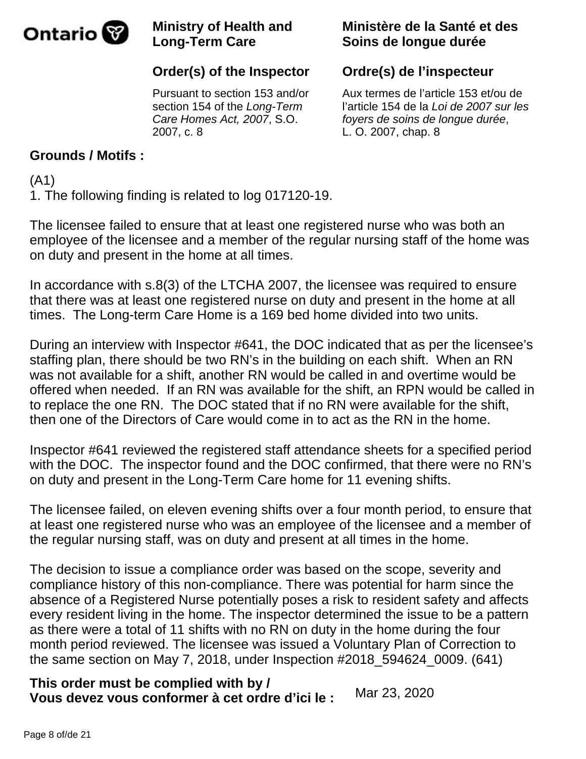Ontario

**Ministry of Health and Long-Term Care**

**Ministère de la Santé et des Soins de longue durée**

## Order(s) of the Inspector

## Ordre(s) de l'inspecteur

Pursuant to section 153 and/or section 154 of the *Long-Term Care Homes Act, 2007*, S.O. 2007, c. 8

Aux termes de l'article 153 et/ou de l'article 154 de la *Loi de 2007 sur les foyers de soins de longue durée*, L. O. 2007, chap. 8

**Grounds / Motifs :**

(A1)
1. The following finding is related to log 017120-19.

The licensee failed to ensure that at least one registered nurse who was both an employee of the licensee and a member of the regular nursing staff of the home was on duty and present in the home at all times.

In accordance with s.8(3) of the LTCHA 2007, the licensee was required to ensure that there was at least one registered nurse on duty and present in the home at all times. The Long-term Care Home is a 169 bed home divided into two units.

During an interview with Inspector #641, the DOC indicated that as per the licensee's staffing plan, there should be two RN's in the building on each shift. When an RN was not available for a shift, another RN would be called in and overtime would be offered when needed. If an RN was available for the shift, an RPN would be called in to replace the one RN. The DOC stated that if no RN were available for the shift, then one of the Directors of Care would come in to act as the RN in the home.

Inspector #641 reviewed the registered staff attendance sheets for a specified period with the DOC. The inspector found and the DOC confirmed, that there were no RN's on duty and present in the Long-Term Care home for 11 evening shifts.

The licensee failed, on eleven evening shifts over a four month period, to ensure that at least one registered nurse who was an employee of the licensee and a member of the regular nursing staff, was on duty and present at all times in the home.

The decision to issue a compliance order was based on the scope, severity and compliance history of this non-compliance. There was potential for harm since the absence of a Registered Nurse potentially poses a risk to resident safety and affects every resident living in the home. The inspector determined the issue to be a pattern as there were a total of 11 shifts with no RN on duty in the home during the four month period reviewed. The licensee was issued a Voluntary Plan of Correction to the same section on May 7, 2018, under Inspection #2018_594624_0009. (641)

**This order must be complied with by / Vous devez vous conformer à cet ordre d'ici le :** Mar 23, 2020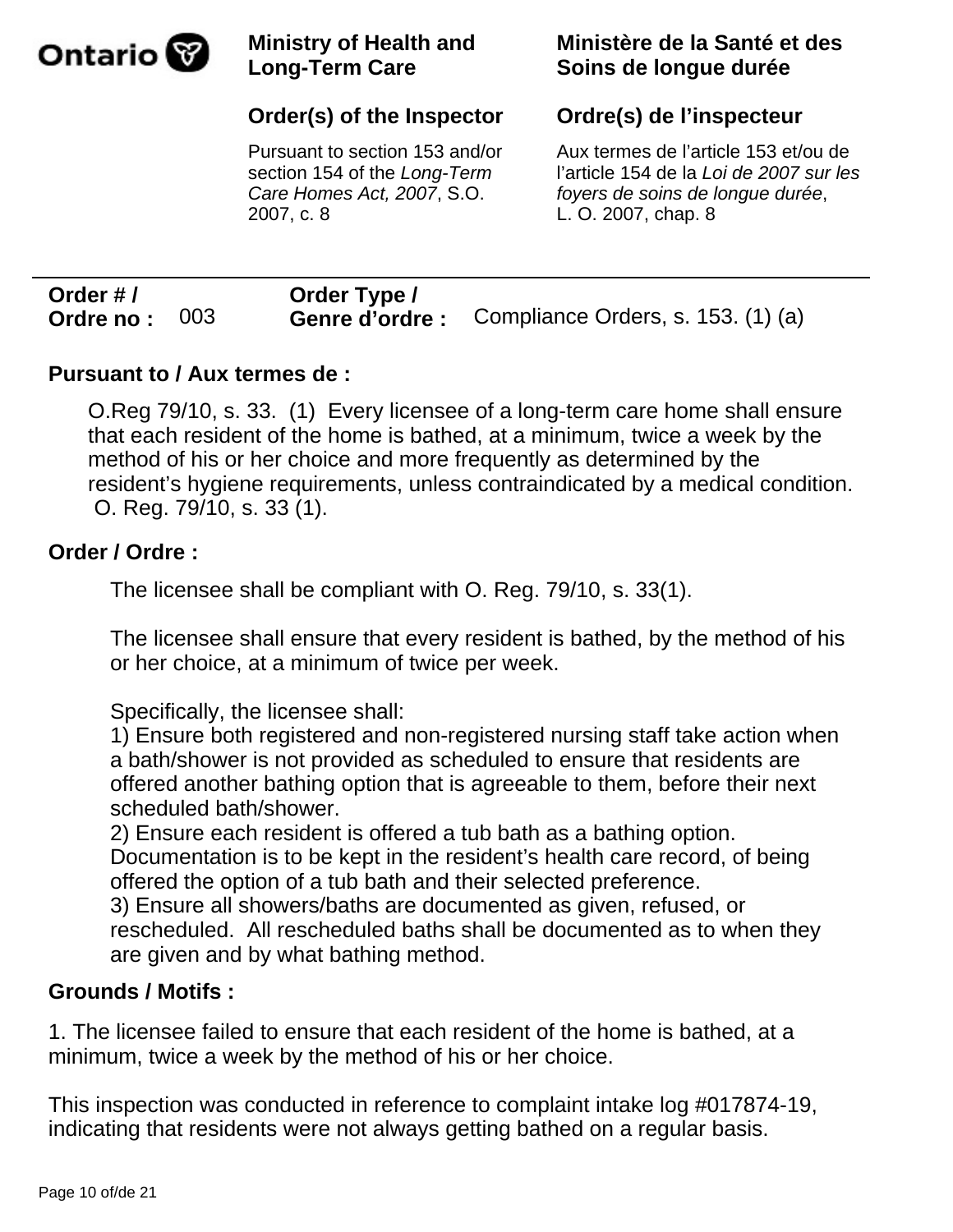**Ontario** | **Ministry of Health and Long-Term Care** | **Ministère de la Santé et des Soins de longue durée**

## Order(s) of the Inspector

## Ordre(s) de l'inspecteur

Pursuant to section 153 and/or section 154 of the *Long-Term Care Homes Act, 2007*, S.O. 2007, c. 8

Aux termes de l'article 153 et/ou de l'article 154 de la *Loi de 2007 sur les foyers de soins de longue durée*, L. O. 2007, chap. 8

---

**Order # / Ordre no :** 003 **Order Type / Genre d'ordre :** Compliance Orders, s. 153. (1) (a)

**Pursuant to / Aux termes de :**

O.Reg 79/10, s. 33. (1) Every licensee of a long-term care home shall ensure that each resident of the home is bathed, at a minimum, twice a week by the method of his or her choice and more frequently as determined by the resident's hygiene requirements, unless contraindicated by a medical condition. O. Reg. 79/10, s. 33 (1).

**Order / Ordre :**

The licensee shall be compliant with O. Reg. 79/10, s. 33(1).

The licensee shall ensure that every resident is bathed, by the method of his or her choice, at a minimum of twice per week.

Specifically, the licensee shall:

1) Ensure both registered and non-registered nursing staff take action when a bath/shower is not provided as scheduled to ensure that residents are offered another bathing option that is agreeable to them, before their next scheduled bath/shower.

2) Ensure each resident is offered a tub bath as a bathing option. Documentation is to be kept in the resident's health care record, of being offered the option of a tub bath and their selected preference.

3) Ensure all showers/baths are documented as given, refused, or rescheduled. All rescheduled baths shall be documented as to when they are given and by what bathing method.

**Grounds / Motifs :**

1. The licensee failed to ensure that each resident of the home is bathed, at a minimum, twice a week by the method of his or her choice.

This inspection was conducted in reference to complaint intake log #017874-19, indicating that residents were not always getting bathed on a regular basis.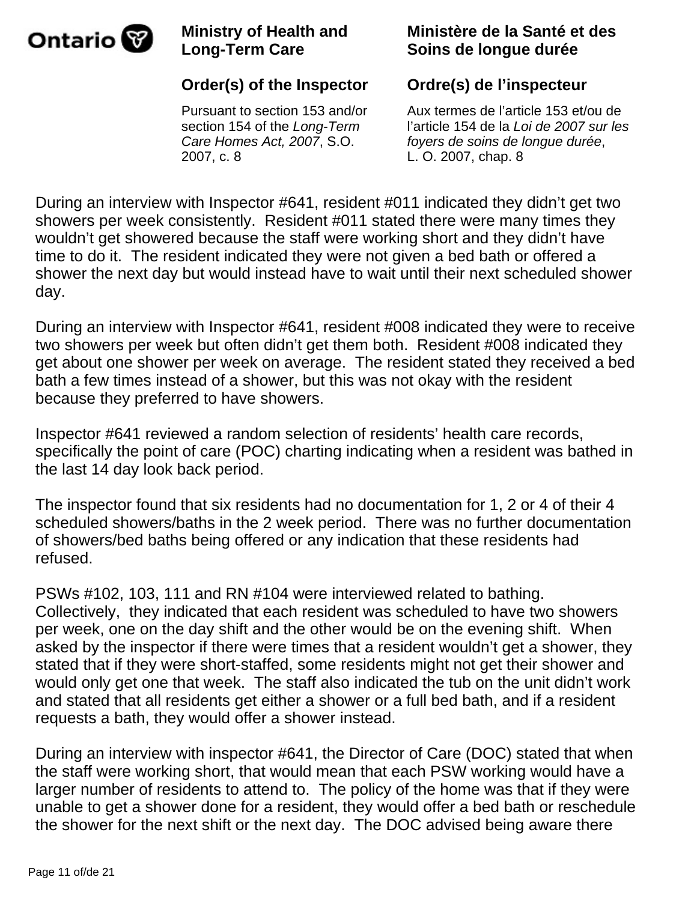During an interview with Inspector #641, resident #011 indicated they didn't get two showers per week consistently. Resident #011 stated there were many times they wouldn't get showered because the staff were working short and they didn't have time to do it. The resident indicated they were not given a bed bath or offered a shower the next day but would instead have to wait until their next scheduled shower day.

During an interview with Inspector #641, resident #008 indicated they were to receive two showers per week but often didn't get them both. Resident #008 indicated they get about one shower per week on average. The resident stated they received a bed bath a few times instead of a shower, but this was not okay with the resident because they preferred to have showers.

Inspector #641 reviewed a random selection of residents' health care records, specifically the point of care (POC) charting indicating when a resident was bathed in the last 14 day look back period.

The inspector found that six residents had no documentation for 1, 2 or 4 of their 4 scheduled showers/baths in the 2 week period. There was no further documentation of showers/bed baths being offered or any indication that these residents had refused.

PSWs #102, 103, 111 and RN #104 were interviewed related to bathing. Collectively, they indicated that each resident was scheduled to have two showers per week, one on the day shift and the other would be on the evening shift. When asked by the inspector if there were times that a resident wouldn't get a shower, they stated that if they were short-staffed, some residents might not get their shower and would only get one that week. The staff also indicated the tub on the unit didn't work and stated that all residents get either a shower or a full bed bath, and if a resident requests a bath, they would offer a shower instead.

During an interview with inspector #641, the Director of Care (DOC) stated that when the staff were working short, that would mean that each PSW working would have a larger number of residents to attend to. The policy of the home was that if they were unable to get a shower done for a resident, they would offer a bed bath or reschedule the shower for the next shift or the next day. The DOC advised being aware there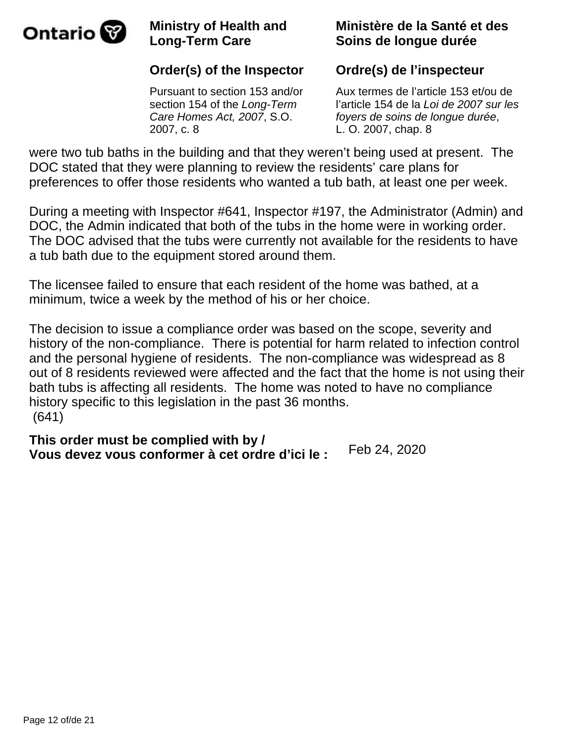were two tub baths in the building and that they weren't being used at present. The DOC stated that they were planning to review the residents' care plans for preferences to offer those residents who wanted a tub bath, at least one per week.

During a meeting with Inspector #641, Inspector #197, the Administrator (Admin) and DOC, the Admin indicated that both of the tubs in the home were in working order. The DOC advised that the tubs were currently not available for the residents to have a tub bath due to the equipment stored around them.

The licensee failed to ensure that each resident of the home was bathed, at a minimum, twice a week by the method of his or her choice.

The decision to issue a compliance order was based on the scope, severity and history of the non-compliance. There is potential for harm related to infection control and the personal hygiene of residents. The non-compliance was widespread as 8 out of 8 residents reviewed were affected and the fact that the home is not using their bath tubs is affecting all residents. The home was noted to have no compliance history specific to this legislation in the past 36 months.
(641)

**This order must be complied with by / Vous devez vous conformer à cet ordre d'ici le :** Feb 24, 2020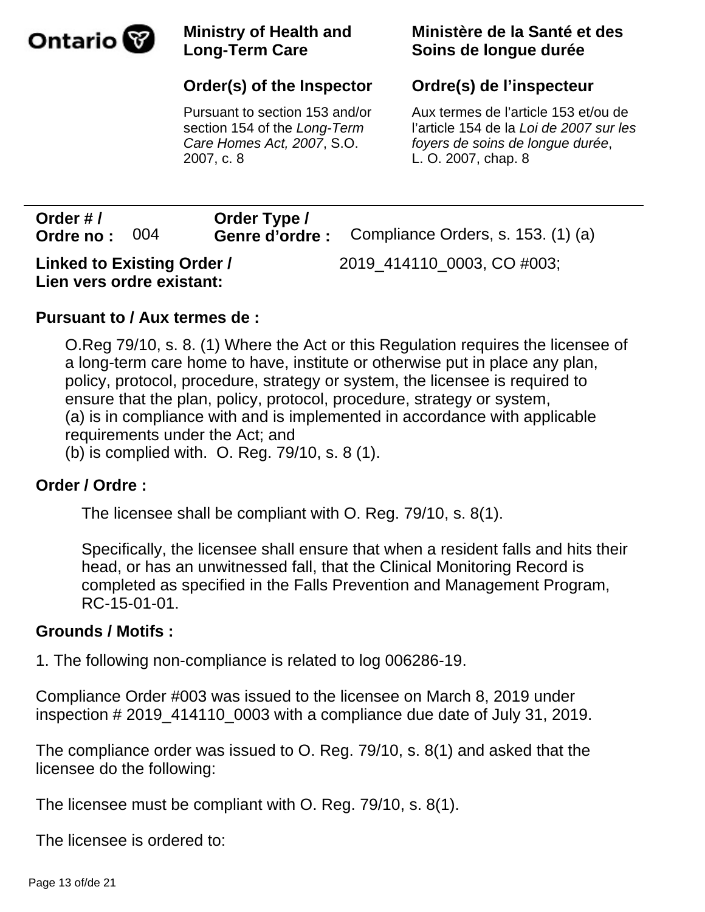**Ministry of Health and Long-Term Care**

**Ministère de la Santé et des Soins de longue durée**

## Order(s) of the Inspector

## Ordre(s) de l'inspecteur

Pursuant to section 153 and/or section 154 of the *Long-Term Care Homes Act, 2007*, S.O. 2007, c. 8

Aux termes de l'article 153 et/ou de l'article 154 de la *Loi de 2007 sur les foyers de soins de longue durée*, L. O. 2007, chap. 8

---

**Order # / Ordre no :** 004 **Order Type / Genre d'ordre :** Compliance Orders, s. 153. (1) (a)

**Linked to Existing Order / Lien vers ordre existant:** 2019_414110_0003, CO #003;

**Pursuant to / Aux termes de :**

O.Reg 79/10, s. 8. (1) Where the Act or this Regulation requires the licensee of a long-term care home to have, institute or otherwise put in place any plan, policy, protocol, procedure, strategy or system, the licensee is required to ensure that the plan, policy, protocol, procedure, strategy or system,
(a) is in compliance with and is implemented in accordance with applicable requirements under the Act; and
(b) is complied with. O. Reg. 79/10, s. 8 (1).

**Order / Ordre :**

The licensee shall be compliant with O. Reg. 79/10, s. 8(1).

Specifically, the licensee shall ensure that when a resident falls and hits their head, or has an unwitnessed fall, that the Clinical Monitoring Record is completed as specified in the Falls Prevention and Management Program, RC-15-01-01.

**Grounds / Motifs :**

1. The following non-compliance is related to log 006286-19.

Compliance Order #003 was issued to the licensee on March 8, 2019 under inspection # 2019_414110_0003 with a compliance due date of July 31, 2019.

The compliance order was issued to O. Reg. 79/10, s. 8(1) and asked that the licensee do the following:

The licensee must be compliant with O. Reg. 79/10, s. 8(1).

The licensee is ordered to: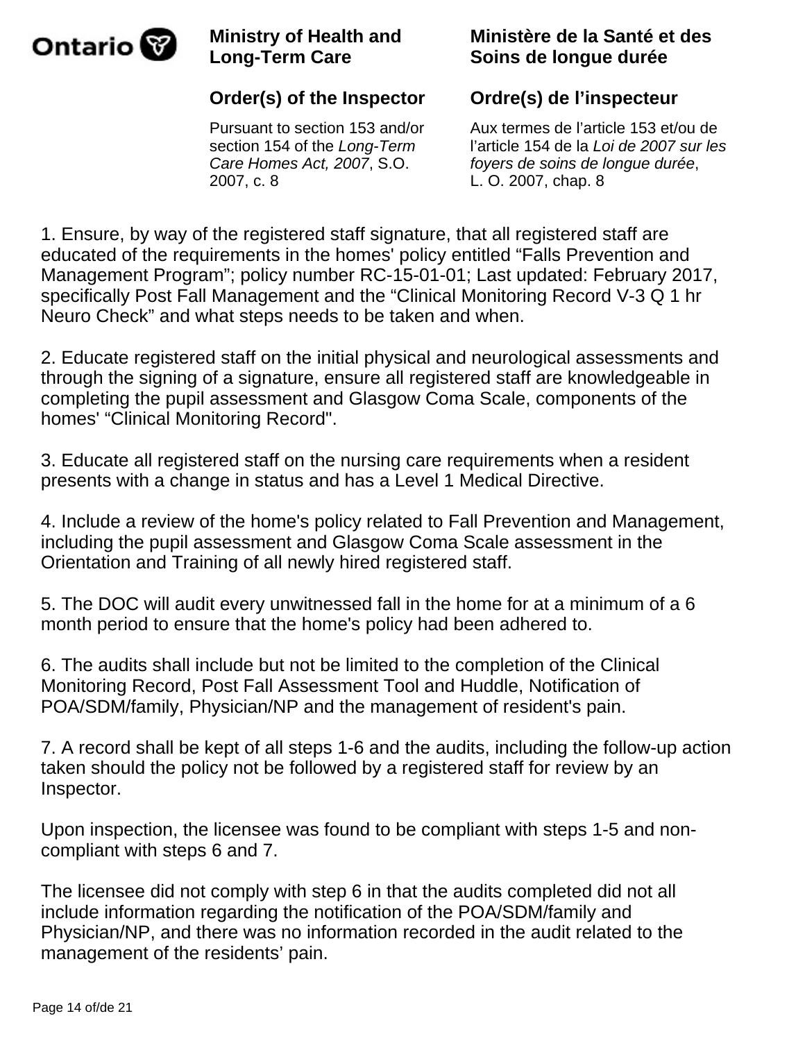Ministry of Health and Long-Term Care

Ministère de la Santé et des Soins de longue durée

**Order(s) of the Inspector**

**Ordre(s) de l'inspecteur**

Pursuant to section 153 and/or section 154 of the *Long-Term Care Homes Act, 2007*, S.O. 2007, c. 8

Aux termes de l'article 153 et/ou de l'article 154 de la *Loi de 2007 sur les foyers de soins de longue durée*, L. O. 2007, chap. 8

1. Ensure, by way of the registered staff signature, that all registered staff are educated of the requirements in the homes' policy entitled "Falls Prevention and Management Program"; policy number RC-15-01-01; Last updated: February 2017, specifically Post Fall Management and the "Clinical Monitoring Record V-3 Q 1 hr Neuro Check" and what steps needs to be taken and when.

2. Educate registered staff on the initial physical and neurological assessments and through the signing of a signature, ensure all registered staff are knowledgeable in completing the pupil assessment and Glasgow Coma Scale, components of the homes' "Clinical Monitoring Record".

3. Educate all registered staff on the nursing care requirements when a resident presents with a change in status and has a Level 1 Medical Directive.

4. Include a review of the home's policy related to Fall Prevention and Management, including the pupil assessment and Glasgow Coma Scale assessment in the Orientation and Training of all newly hired registered staff.

5. The DOC will audit every unwitnessed fall in the home for at a minimum of a 6 month period to ensure that the home's policy had been adhered to.

6. The audits shall include but not be limited to the completion of the Clinical Monitoring Record, Post Fall Assessment Tool and Huddle, Notification of POA/SDM/family, Physician/NP and the management of resident's pain.

7. A record shall be kept of all steps 1-6 and the audits, including the follow-up action taken should the policy not be followed by a registered staff for review by an Inspector.

Upon inspection, the licensee was found to be compliant with steps 1-5 and non-compliant with steps 6 and 7.

The licensee did not comply with step 6 in that the audits completed did not all include information regarding the notification of the POA/SDM/family and Physician/NP, and there was no information recorded in the audit related to the management of the residents' pain.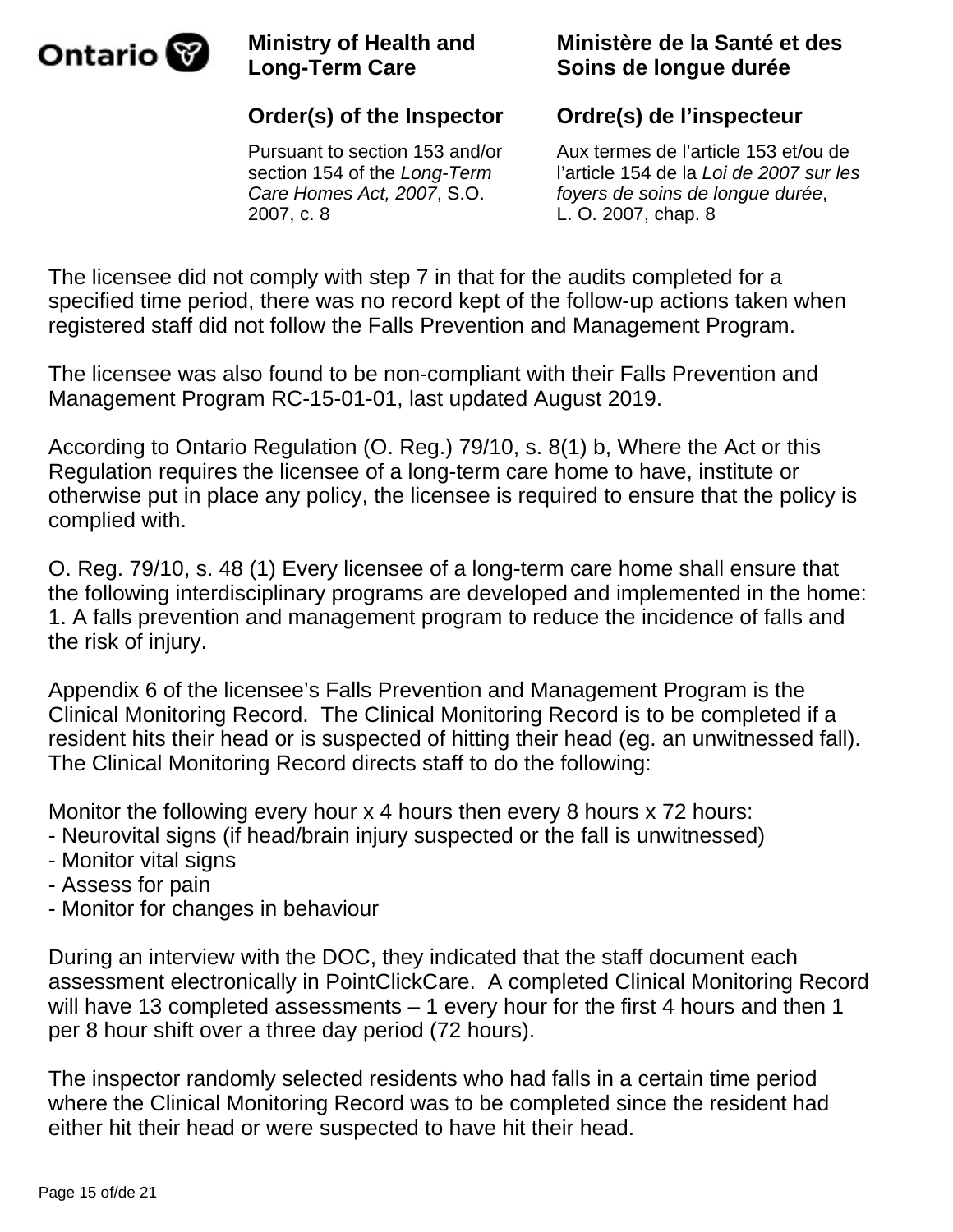The licensee did not comply with step 7 in that for the audits completed for a specified time period, there was no record kept of the follow-up actions taken when registered staff did not follow the Falls Prevention and Management Program.

The licensee was also found to be non-compliant with their Falls Prevention and Management Program RC-15-01-01, last updated August 2019.

According to Ontario Regulation (O. Reg.) 79/10, s. 8(1) b, Where the Act or this Regulation requires the licensee of a long-term care home to have, institute or otherwise put in place any policy, the licensee is required to ensure that the policy is complied with.

O. Reg. 79/10, s. 48 (1) Every licensee of a long-term care home shall ensure that the following interdisciplinary programs are developed and implemented in the home:
1. A falls prevention and management program to reduce the incidence of falls and the risk of injury.

Appendix 6 of the licensee's Falls Prevention and Management Program is the Clinical Monitoring Record. The Clinical Monitoring Record is to be completed if a resident hits their head or is suspected of hitting their head (eg. an unwitnessed fall). The Clinical Monitoring Record directs staff to do the following:

Monitor the following every hour x 4 hours then every 8 hours x 72 hours:
- Neurovital signs (if head/brain injury suspected or the fall is unwitnessed)
- Monitor vital signs
- Assess for pain
- Monitor for changes in behaviour

During an interview with the DOC, they indicated that the staff document each assessment electronically in PointClickCare. A completed Clinical Monitoring Record will have 13 completed assessments – 1 every hour for the first 4 hours and then 1 per 8 hour shift over a three day period (72 hours).

The inspector randomly selected residents who had falls in a certain time period where the Clinical Monitoring Record was to be completed since the resident had either hit their head or were suspected to have hit their head.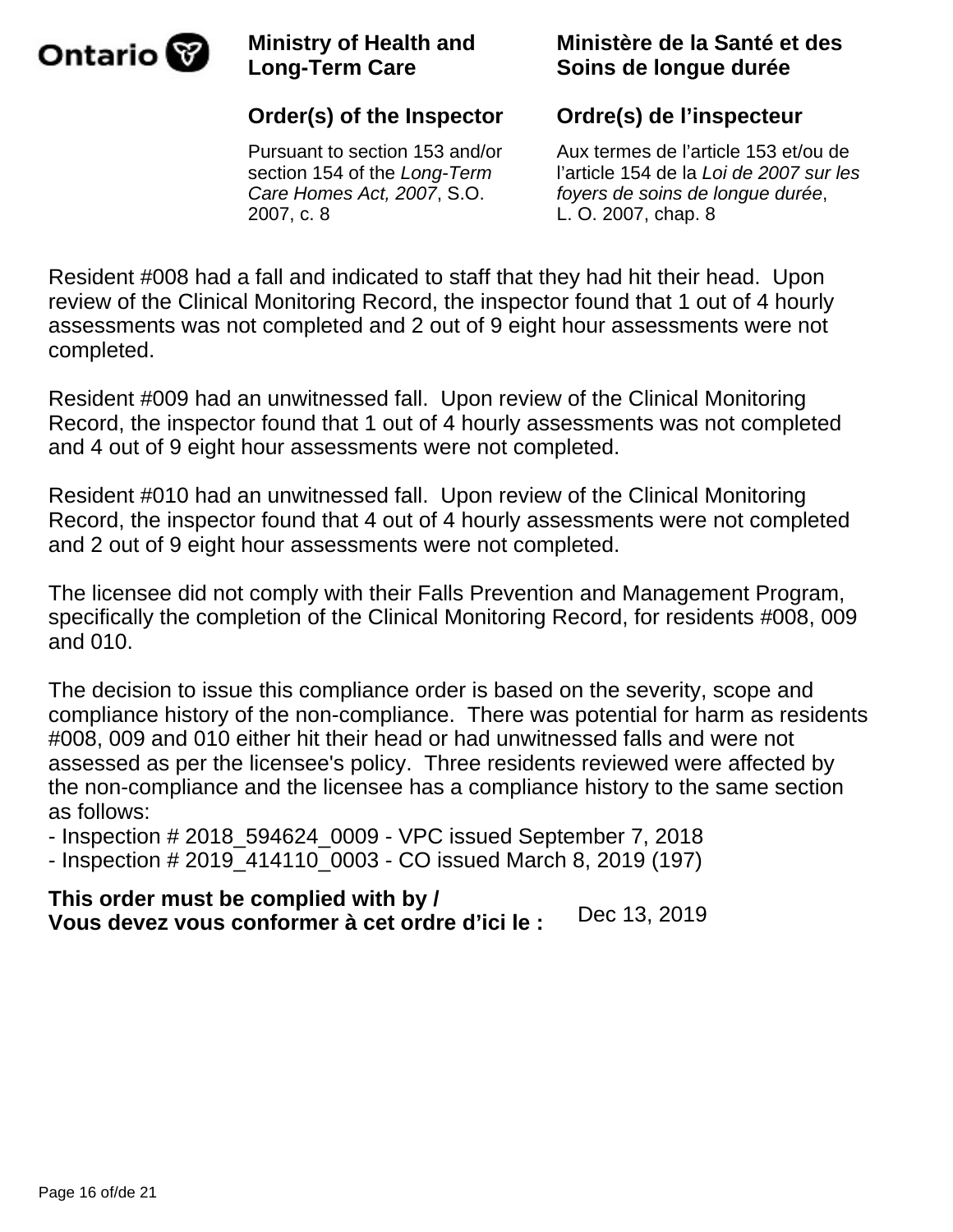Resident #008 had a fall and indicated to staff that they had hit their head. Upon review of the Clinical Monitoring Record, the inspector found that 1 out of 4 hourly assessments was not completed and 2 out of 9 eight hour assessments were not completed.

Resident #009 had an unwitnessed fall. Upon review of the Clinical Monitoring Record, the inspector found that 1 out of 4 hourly assessments was not completed and 4 out of 9 eight hour assessments were not completed.

Resident #010 had an unwitnessed fall. Upon review of the Clinical Monitoring Record, the inspector found that 4 out of 4 hourly assessments were not completed and 2 out of 9 eight hour assessments were not completed.

The licensee did not comply with their Falls Prevention and Management Program, specifically the completion of the Clinical Monitoring Record, for residents #008, 009 and 010.

The decision to issue this compliance order is based on the severity, scope and compliance history of the non-compliance. There was potential for harm as residents #008, 009 and 010 either hit their head or had unwitnessed falls and were not assessed as per the licensee's policy. Three residents reviewed were affected by the non-compliance and the licensee has a compliance history to the same section as follows:

- Inspection # 2018_594624_0009 - VPC issued September 7, 2018
- Inspection # 2019_414110_0003 - CO issued March 8, 2019 (197)

**This order must be complied with by /**
**Vous devez vous conformer à cet ordre d'ici le :** Dec 13, 2019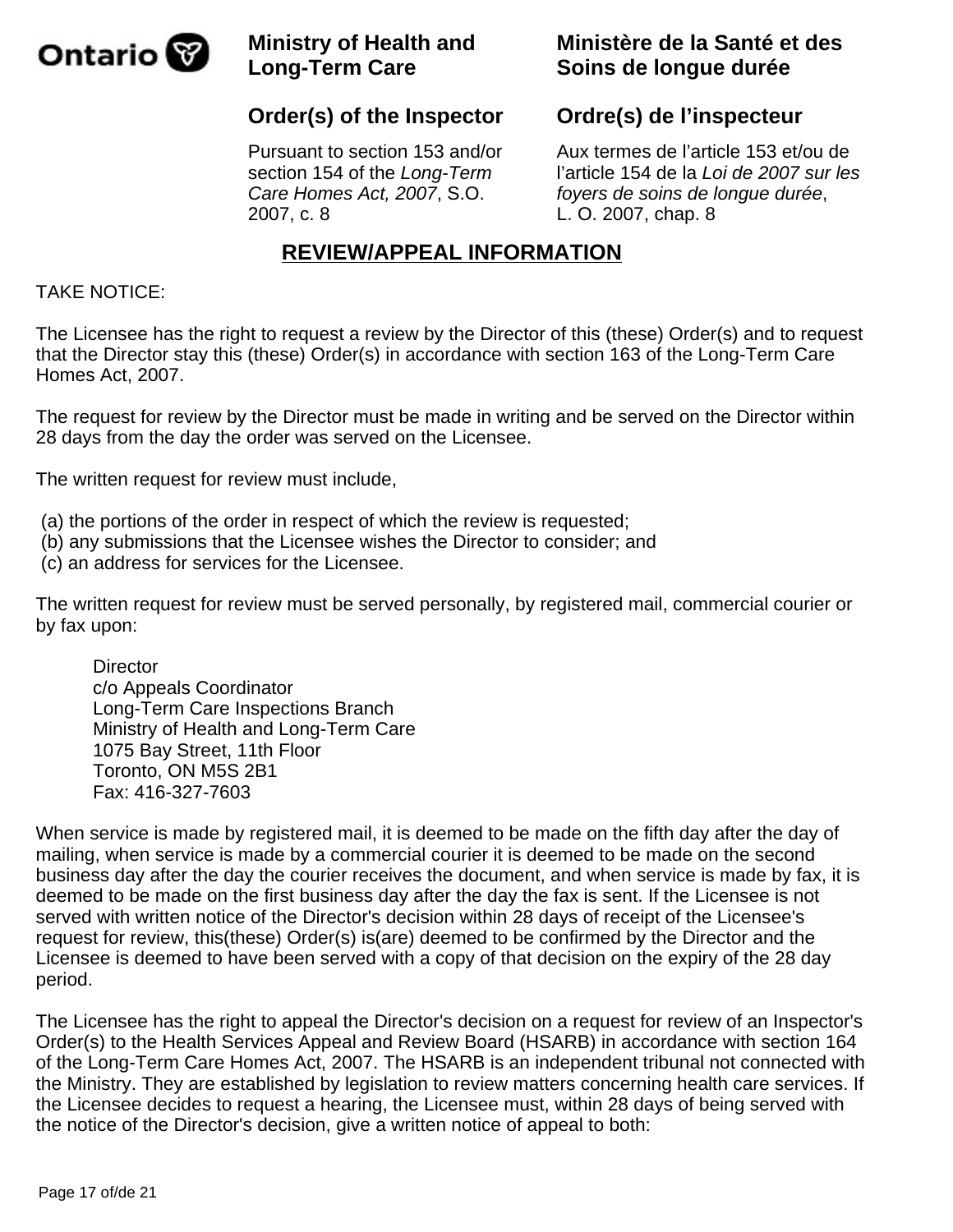Ontario

**Ministry of Health and Long-Term Care**

**Ministère de la Santé et des Soins de longue durée**

## Order(s) of the Inspector

## Ordre(s) de l'inspecteur

Pursuant to section 153 and/or section 154 of the *Long-Term Care Homes Act, 2007*, S.O. 2007, c. 8

Aux termes de l'article 153 et/ou de l'article 154 de la *Loi de 2007 sur les foyers de soins de longue durée*, L. O. 2007, chap. 8

## REVIEW/APPEAL INFORMATION

TAKE NOTICE:

The Licensee has the right to request a review by the Director of this (these) Order(s) and to request that the Director stay this (these) Order(s) in accordance with section 163 of the Long-Term Care Homes Act, 2007.

The request for review by the Director must be made in writing and be served on the Director within 28 days from the day the order was served on the Licensee.

The written request for review must include,

(a) the portions of the order in respect of which the review is requested;
(b) any submissions that the Licensee wishes the Director to consider; and
(c) an address for services for the Licensee.

The written request for review must be served personally, by registered mail, commercial courier or by fax upon:

Director
c/o Appeals Coordinator
Long-Term Care Inspections Branch
Ministry of Health and Long-Term Care
1075 Bay Street, 11th Floor
Toronto, ON M5S 2B1
Fax: 416-327-7603

When service is made by registered mail, it is deemed to be made on the fifth day after the day of mailing, when service is made by a commercial courier it is deemed to be made on the second business day after the day the courier receives the document, and when service is made by fax, it is deemed to be made on the first business day after the day the fax is sent. If the Licensee is not served with written notice of the Director's decision within 28 days of receipt of the Licensee's request for review, this(these) Order(s) is(are) deemed to be confirmed by the Director and the Licensee is deemed to have been served with a copy of that decision on the expiry of the 28 day period.

The Licensee has the right to appeal the Director's decision on a request for review of an Inspector's Order(s) to the Health Services Appeal and Review Board (HSARB) in accordance with section 164 of the Long-Term Care Homes Act, 2007. The HSARB is an independent tribunal not connected with the Ministry. They are established by legislation to review matters concerning health care services. If the Licensee decides to request a hearing, the Licensee must, within 28 days of being served with the notice of the Director's decision, give a written notice of appeal to both: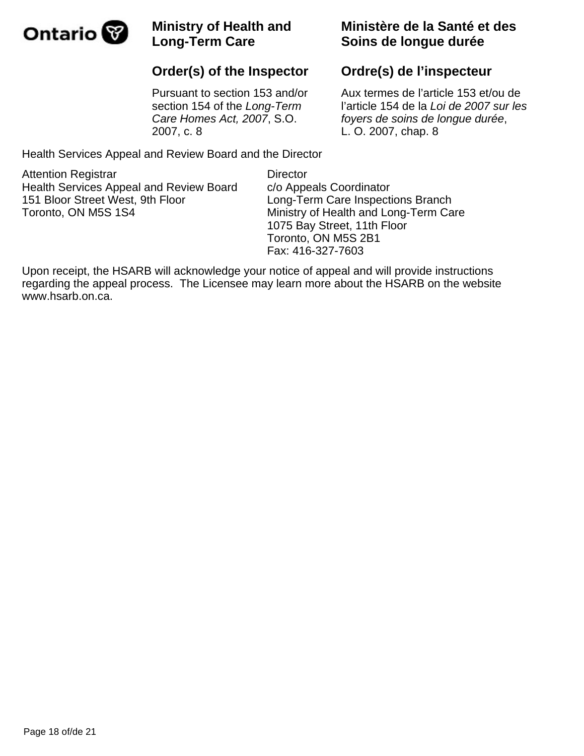Health Services Appeal and Review Board and the Director

Attention Registrar
Health Services Appeal and Review Board
151 Bloor Street West, 9th Floor
Toronto, ON M5S 1S4

Director
c/o Appeals Coordinator
Long-Term Care Inspections Branch
Ministry of Health and Long-Term Care
1075 Bay Street, 11th Floor
Toronto, ON M5S 2B1
Fax: 416-327-7603

Upon receipt, the HSARB will acknowledge your notice of appeal and will provide instructions regarding the appeal process. The Licensee may learn more about the HSARB on the website www.hsarb.on.ca.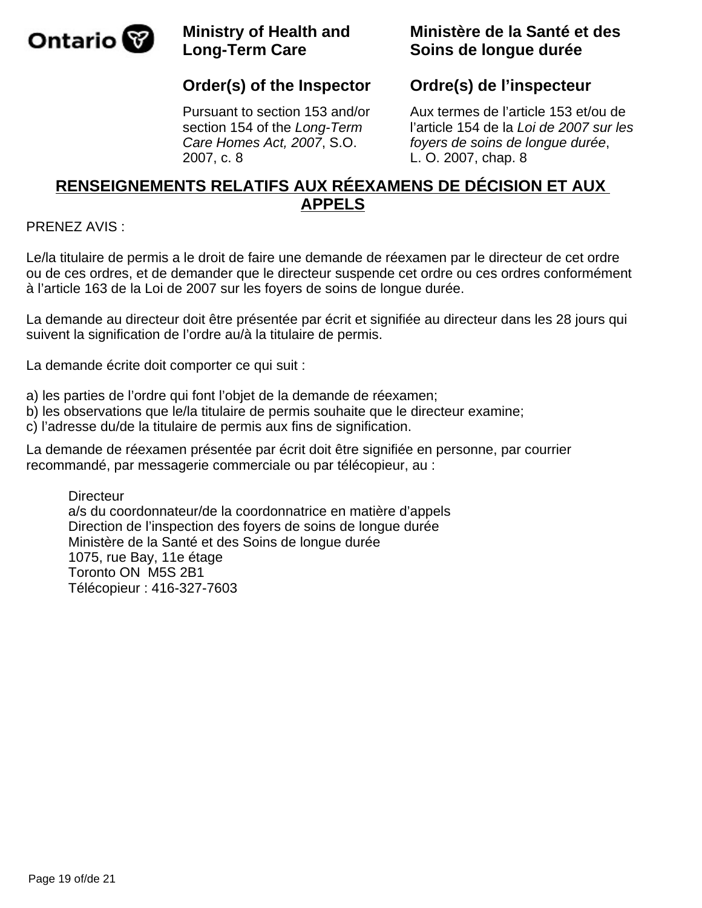Ontario

| Ministry of Health and Long-Term Care | Ministère de la Santé et des Soins de longue durée |
| --- | --- |
| **Order(s) of the Inspector** | **Ordre(s) de l’inspecteur** |
| Pursuant to section 153 and/or section 154 of the *Long-Term Care Homes Act, 2007*, S.O. 2007, c. 8 | Aux termes de l’article 153 et/ou de l’article 154 de la *Loi de 2007 sur les foyers de soins de longue durée*, L. O. 2007, chap. 8 |

## RENSEIGNEMENTS RELATIFS AUX RÉEXAMENS DE DÉCISION ET AUX APPELS

PRENEZ AVIS :

Le/la titulaire de permis a le droit de faire une demande de réexamen par le directeur de cet ordre ou de ces ordres, et de demander que le directeur suspende cet ordre ou ces ordres conformément à l’article 163 de la Loi de 2007 sur les foyers de soins de longue durée.

La demande au directeur doit être présentée par écrit et signifiée au directeur dans les 28 jours qui suivent la signification de l’ordre au/à la titulaire de permis.

La demande écrite doit comporter ce qui suit :

a) les parties de l’ordre qui font l’objet de la demande de réexamen;
b) les observations que le/la titulaire de permis souhaite que le directeur examine;
c) l’adresse du/de la titulaire de permis aux fins de signification.

La demande de réexamen présentée par écrit doit être signifiée en personne, par courrier recommandé, par messagerie commerciale ou par télécopieur, au :

Directeur
a/s du coordonnateur/de la coordonnatrice en matière d’appels
Direction de l’inspection des foyers de soins de longue durée
Ministère de la Santé et des Soins de longue durée
1075, rue Bay, 11e étage
Toronto ON  M5S 2B1
Télécopieur : 416-327-7603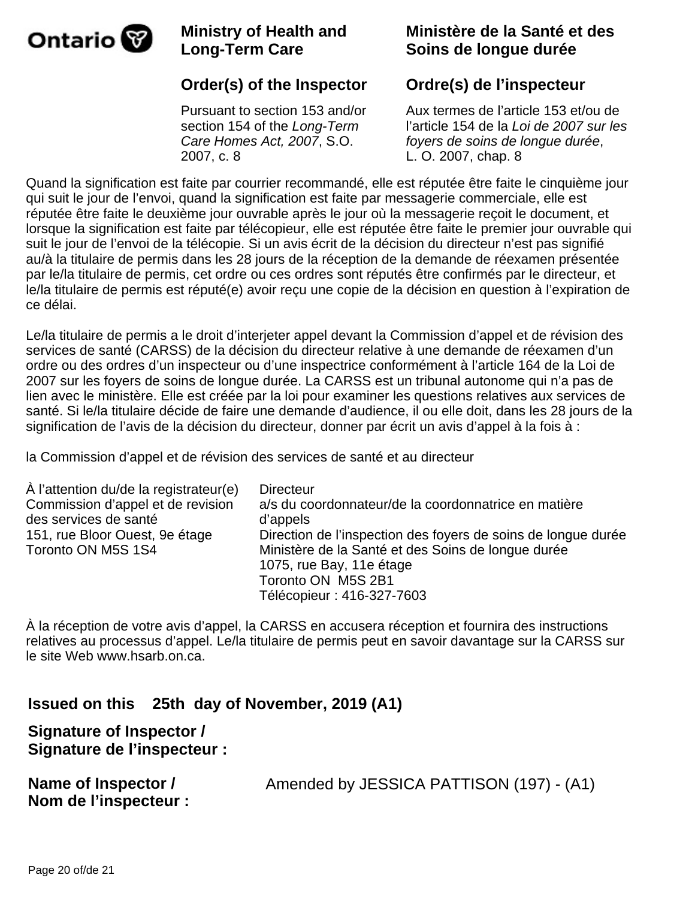Ontario

**Ministry of Health and Long-Term Care**

**Ministère de la Santé et des Soins de longue durée**

**Order(s) of the Inspector**

**Ordre(s) de l'inspecteur**

Pursuant to section 153 and/or section 154 of the *Long-Term Care Homes Act, 2007*, S.O. 2007, c. 8

Aux termes de l'article 153 et/ou de l'article 154 de la *Loi de 2007 sur les foyers de soins de longue durée*, L. O. 2007, chap. 8

Quand la signification est faite par courrier recommandé, elle est réputée être faite le cinquième jour qui suit le jour de l'envoi, quand la signification est faite par messagerie commerciale, elle est réputée être faite le deuxième jour ouvrable après le jour où la messagerie reçoit le document, et lorsque la signification est faite par télécopieur, elle est réputée être faite le premier jour ouvrable qui suit le jour de l'envoi de la télécopie. Si un avis écrit de la décision du directeur n'est pas signifié au/à la titulaire de permis dans les 28 jours de la réception de la demande de réexamen présentée par le/la titulaire de permis, cet ordre ou ces ordres sont réputés être confirmés par le directeur, et le/la titulaire de permis est réputé(e) avoir reçu une copie de la décision en question à l'expiration de ce délai.

Le/la titulaire de permis a le droit d'interjeter appel devant la Commission d'appel et de révision des services de santé (CARSS) de la décision du directeur relative à une demande de réexamen d'un ordre ou des ordres d'un inspecteur ou d'une inspectrice conformément à l'article 164 de la Loi de 2007 sur les foyers de soins de longue durée. La CARSS est un tribunal autonome qui n'a pas de lien avec le ministère. Elle est créée par la loi pour examiner les questions relatives aux services de santé. Si le/la titulaire décide de faire une demande d'audience, il ou elle doit, dans les 28 jours de la signification de l'avis de la décision du directeur, donner par écrit un avis d'appel à la fois à :

la Commission d'appel et de révision des services de santé et au directeur

À l'attention du/de la registrateur(e)
Commission d'appel et de revision des services de santé
151, rue Bloor Ouest, 9e étage
Toronto ON M5S 1S4

Directeur
a/s du coordonnateur/de la coordonnatrice en matière d'appels
Direction de l'inspection des foyers de soins de longue durée
Ministère de la Santé et des Soins de longue durée
1075, rue Bay, 11e étage
Toronto ON M5S 2B1
Télécopieur : 416-327-7603

À la réception de votre avis d'appel, la CARSS en accusera réception et fournira des instructions relatives au processus d'appel. Le/la titulaire de permis peut en savoir davantage sur la CARSS sur le site Web www.hsarb.on.ca.

**Issued on this 25th day of November, 2019 (A1)**

**Signature of Inspector / Signature de l'inspecteur :**

**Name of Inspector / Nom de l'inspecteur :** Amended by JESSICA PATTISON (197) - (A1)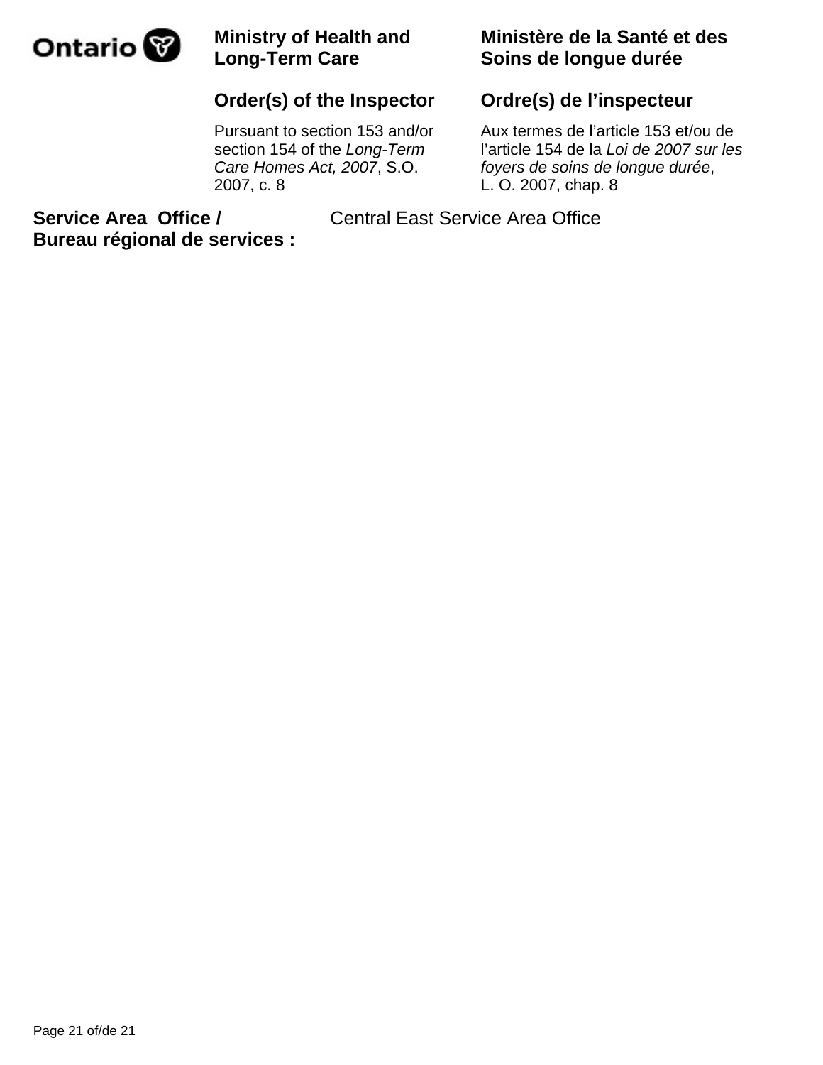Ontario

**Ministry of Health and Long-Term Care**

**Ministère de la Santé et des Soins de longue durée**

## Order(s) of the Inspector

## Ordre(s) de l'inspecteur

Pursuant to section 153 and/or section 154 of the *Long-Term Care Homes Act, 2007*, S.O. 2007, c. 8

Aux termes de l'article 153 et/ou de l'article 154 de la *Loi de 2007 sur les foyers de soins de longue durée*, L. O. 2007, chap. 8

**Service Area Office / Bureau régional de services :** Central East Service Area Office